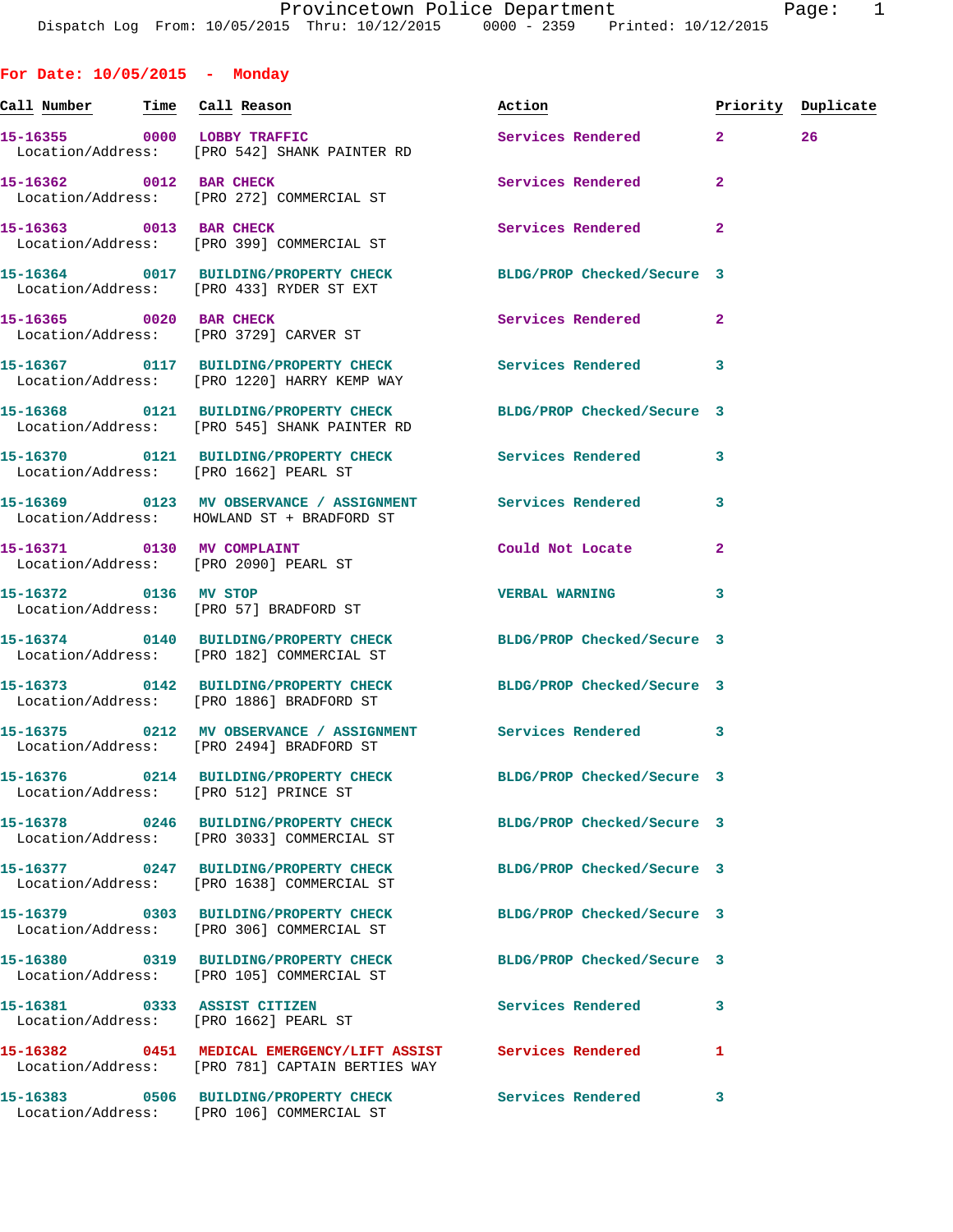Dispatch Log From: 10/05/2015 Thru: 10/12/2015 0000 - 2359 Printed: 10/12/2015

## For Date: 10/05/2015 - Monday

| Call Number | Time | Call Reason | Action | Priority | Duplicate |
|---|---|---|---|---|---|
| 15-16355 | 0000 | LOBBY TRAFFIC | Services Rendered | 2 | 26 |
| Location/Address: | | [PRO 542] SHANK PAINTER RD | | | |
| 15-16362 | 0012 | BAR CHECK | Services Rendered | 2 | |
| Location/Address: | | [PRO 272] COMMERCIAL ST | | | |
| 15-16363 | 0013 | BAR CHECK | Services Rendered | 2 | |
| Location/Address: | | [PRO 399] COMMERCIAL ST | | | |
| 15-16364 | 0017 | BUILDING/PROPERTY CHECK | BLDG/PROP Checked/Secure | 3 | |
| Location/Address: | | [PRO 433] RYDER ST EXT | | | |
| 15-16365 | 0020 | BAR CHECK | Services Rendered | 2 | |
| Location/Address: | | [PRO 3729] CARVER ST | | | |
| 15-16367 | 0117 | BUILDING/PROPERTY CHECK | Services Rendered | 3 | |
| Location/Address: | | [PRO 1220] HARRY KEMP WAY | | | |
| 15-16368 | 0121 | BUILDING/PROPERTY CHECK | BLDG/PROP Checked/Secure | 3 | |
| Location/Address: | | [PRO 545] SHANK PAINTER RD | | | |
| 15-16370 | 0121 | BUILDING/PROPERTY CHECK | Services Rendered | 3 | |
| Location/Address: | | [PRO 1662] PEARL ST | | | |
| 15-16369 | 0123 | MV OBSERVANCE / ASSIGNMENT | Services Rendered | 3 | |
| Location/Address: | | HOWLAND ST + BRADFORD ST | | | |
| 15-16371 | 0130 | MV COMPLAINT | Could Not Locate | 2 | |
| Location/Address: | | [PRO 2090] PEARL ST | | | |
| 15-16372 | 0136 | MV STOP | VERBAL WARNING | 3 | |
| Location/Address: | | [PRO 57] BRADFORD ST | | | |
| 15-16374 | 0140 | BUILDING/PROPERTY CHECK | BLDG/PROP Checked/Secure | 3 | |
| Location/Address: | | [PRO 182] COMMERCIAL ST | | | |
| 15-16373 | 0142 | BUILDING/PROPERTY CHECK | BLDG/PROP Checked/Secure | 3 | |
| Location/Address: | | [PRO 1886] BRADFORD ST | | | |
| 15-16375 | 0212 | MV OBSERVANCE / ASSIGNMENT | Services Rendered | 3 | |
| Location/Address: | | [PRO 2494] BRADFORD ST | | | |
| 15-16376 | 0214 | BUILDING/PROPERTY CHECK | BLDG/PROP Checked/Secure | 3 | |
| Location/Address: | | [PRO 512] PRINCE ST | | | |
| 15-16378 | 0246 | BUILDING/PROPERTY CHECK | BLDG/PROP Checked/Secure | 3 | |
| Location/Address: | | [PRO 3033] COMMERCIAL ST | | | |
| 15-16377 | 0247 | BUILDING/PROPERTY CHECK | BLDG/PROP Checked/Secure | 3 | |
| Location/Address: | | [PRO 1638] COMMERCIAL ST | | | |
| 15-16379 | 0303 | BUILDING/PROPERTY CHECK | BLDG/PROP Checked/Secure | 3 | |
| Location/Address: | | [PRO 306] COMMERCIAL ST | | | |
| 15-16380 | 0319 | BUILDING/PROPERTY CHECK | BLDG/PROP Checked/Secure | 3 | |
| Location/Address: | | [PRO 105] COMMERCIAL ST | | | |
| 15-16381 | 0333 | ASSIST CITIZEN | Services Rendered | 3 | |
| Location/Address: | | [PRO 1662] PEARL ST | | | |
| 15-16382 | 0451 | MEDICAL EMERGENCY/LIFT ASSIST | Services Rendered | 1 | |
| Location/Address: | | [PRO 781] CAPTAIN BERTIES WAY | | | |
| 15-16383 | 0506 | BUILDING/PROPERTY CHECK | Services Rendered | 3 | |
| Location/Address: | | [PRO 106] COMMERCIAL ST | | | |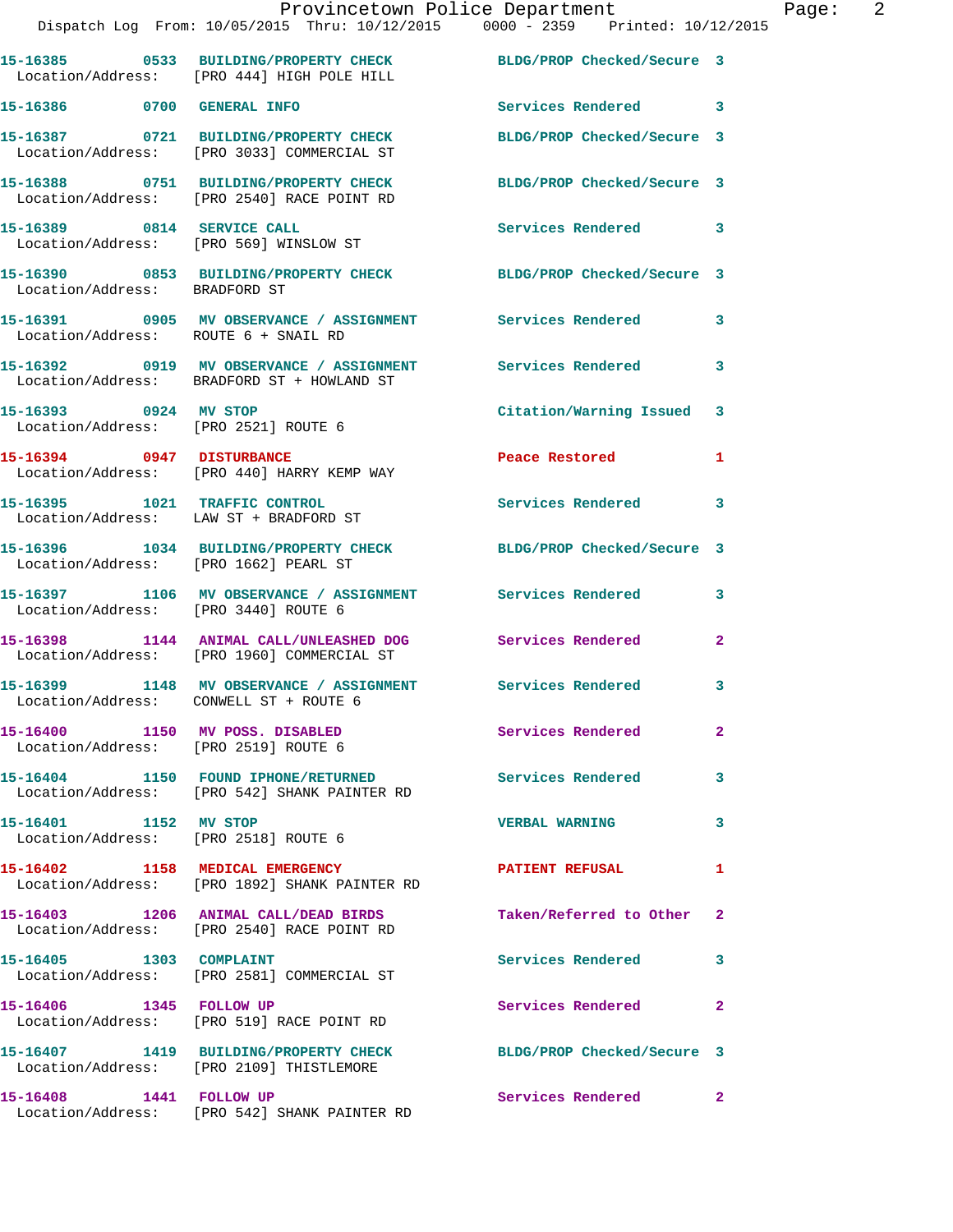15-16385 0533 BUILDING/PROPERTY CHECK BLDG/PROP Checked/Secure 3
Location/Address: [PRO 444] HIGH POLE HILL

15-16386 0700 GENERAL INFO Services Rendered 3

15-16387 0721 BUILDING/PROPERTY CHECK BLDG/PROP Checked/Secure 3
Location/Address: [PRO 3033] COMMERCIAL ST

15-16388 0751 BUILDING/PROPERTY CHECK BLDG/PROP Checked/Secure 3
Location/Address: [PRO 2540] RACE POINT RD

15-16389 0814 SERVICE CALL Services Rendered 3
Location/Address: [PRO 569] WINSLOW ST

15-16390 0853 BUILDING/PROPERTY CHECK BLDG/PROP Checked/Secure 3
Location/Address: BRADFORD ST

15-16391 0905 MV OBSERVANCE / ASSIGNMENT Services Rendered 3
Location/Address: ROUTE 6 + SNAIL RD

15-16392 0919 MV OBSERVANCE / ASSIGNMENT Services Rendered 3
Location/Address: BRADFORD ST + HOWLAND ST

15-16393 0924 MV STOP Citation/Warning Issued 3
Location/Address: [PRO 2521] ROUTE 6

15-16394 0947 DISTURBANCE Peace Restored 1
Location/Address: [PRO 440] HARRY KEMP WAY

15-16395 1021 TRAFFIC CONTROL Services Rendered 3
Location/Address: LAW ST + BRADFORD ST

15-16396 1034 BUILDING/PROPERTY CHECK BLDG/PROP Checked/Secure 3
Location/Address: [PRO 1662] PEARL ST

15-16397 1106 MV OBSERVANCE / ASSIGNMENT Services Rendered 3
Location/Address: [PRO 3440] ROUTE 6

15-16398 1144 ANIMAL CALL/UNLEASHED DOG Services Rendered 2
Location/Address: [PRO 1960] COMMERCIAL ST

15-16399 1148 MV OBSERVANCE / ASSIGNMENT Services Rendered 3
Location/Address: CONWELL ST + ROUTE 6

15-16400 1150 MV POSS. DISABLED Services Rendered 2
Location/Address: [PRO 2519] ROUTE 6

15-16404 1150 FOUND IPHONE/RETURNED Services Rendered 3
Location/Address: [PRO 542] SHANK PAINTER RD

15-16401 1152 MV STOP VERBAL WARNING 3
Location/Address: [PRO 2518] ROUTE 6

15-16402 1158 MEDICAL EMERGENCY PATIENT REFUSAL 1
Location/Address: [PRO 1892] SHANK PAINTER RD

15-16403 1206 ANIMAL CALL/DEAD BIRDS Taken/Referred to Other 2
Location/Address: [PRO 2540] RACE POINT RD

15-16405 1303 COMPLAINT Services Rendered 3
Location/Address: [PRO 2581] COMMERCIAL ST

15-16406 1345 FOLLOW UP Services Rendered 2
Location/Address: [PRO 519] RACE POINT RD

15-16407 1419 BUILDING/PROPERTY CHECK BLDG/PROP Checked/Secure 3
Location/Address: [PRO 2109] THISTLEMORE

15-16408 1441 FOLLOW UP Services Rendered 2
Location/Address: [PRO 542] SHANK PAINTER RD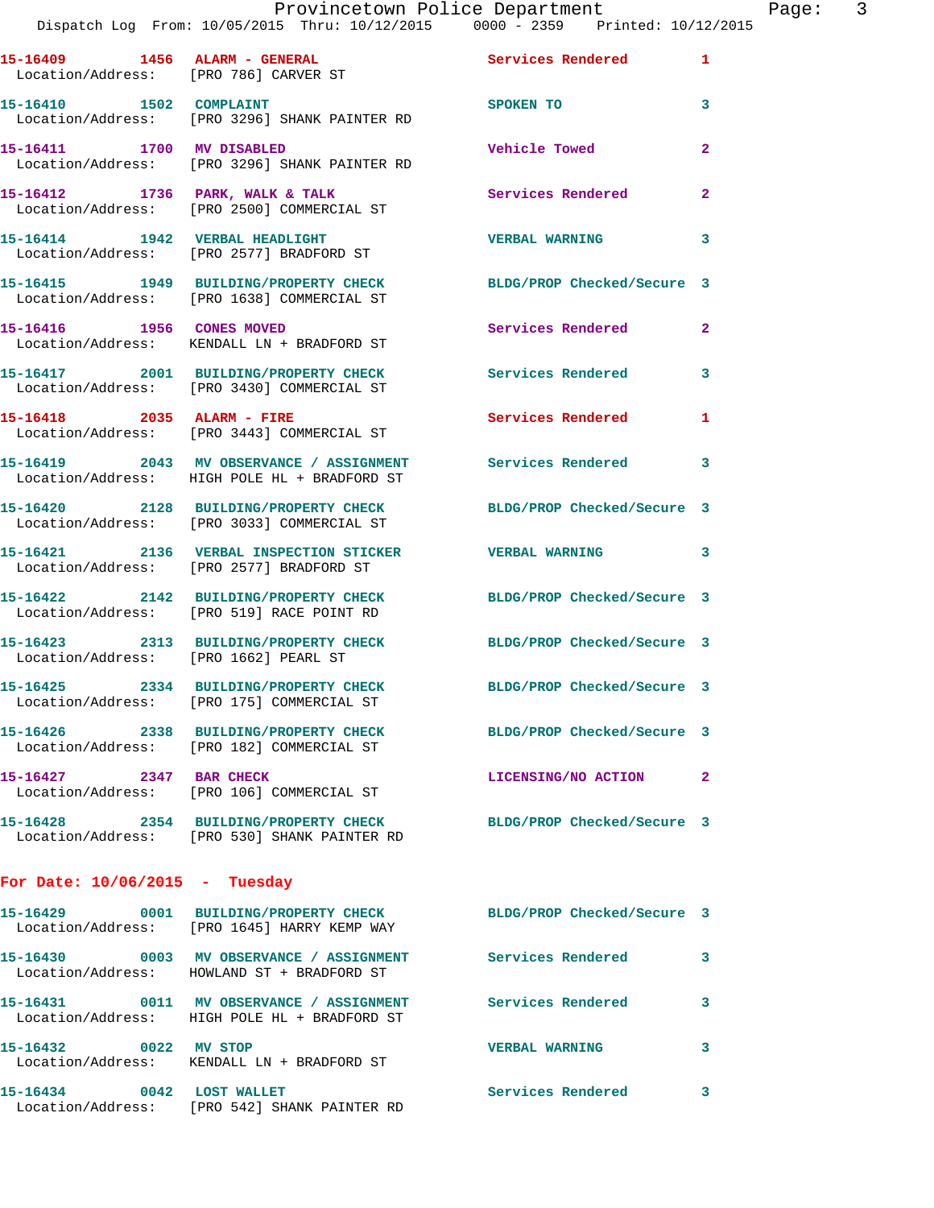15-16409 1456 ALARM - GENERAL Services Rendered 1
Location/Address: [PRO 786] CARVER ST

15-16410 1502 COMPLAINT SPOKEN TO 3
Location/Address: [PRO 3296] SHANK PAINTER RD

15-16411 1700 MV DISABLED Vehicle Towed 2
Location/Address: [PRO 3296] SHANK PAINTER RD

15-16412 1736 PARK, WALK & TALK Services Rendered 2
Location/Address: [PRO 2500] COMMERCIAL ST

15-16414 1942 VERBAL HEADLIGHT VERBAL WARNING 3
Location/Address: [PRO 2577] BRADFORD ST

15-16415 1949 BUILDING/PROPERTY CHECK BLDG/PROP Checked/Secure 3
Location/Address: [PRO 1638] COMMERCIAL ST

15-16416 1956 CONES MOVED Services Rendered 2
Location/Address: KENDALL LN + BRADFORD ST

15-16417 2001 BUILDING/PROPERTY CHECK Services Rendered 3
Location/Address: [PRO 3430] COMMERCIAL ST

15-16418 2035 ALARM - FIRE Services Rendered 1
Location/Address: [PRO 3443] COMMERCIAL ST

15-16419 2043 MV OBSERVANCE / ASSIGNMENT Services Rendered 3
Location/Address: HIGH POLE HL + BRADFORD ST

15-16420 2128 BUILDING/PROPERTY CHECK BLDG/PROP Checked/Secure 3
Location/Address: [PRO 3033] COMMERCIAL ST

15-16421 2136 VERBAL INSPECTION STICKER VERBAL WARNING 3
Location/Address: [PRO 2577] BRADFORD ST

15-16422 2142 BUILDING/PROPERTY CHECK BLDG/PROP Checked/Secure 3
Location/Address: [PRO 519] RACE POINT RD

15-16423 2313 BUILDING/PROPERTY CHECK BLDG/PROP Checked/Secure 3
Location/Address: [PRO 1662] PEARL ST

15-16425 2334 BUILDING/PROPERTY CHECK BLDG/PROP Checked/Secure 3
Location/Address: [PRO 175] COMMERCIAL ST

15-16426 2338 BUILDING/PROPERTY CHECK BLDG/PROP Checked/Secure 3
Location/Address: [PRO 182] COMMERCIAL ST

15-16427 2347 BAR CHECK LICENSING/NO ACTION 2
Location/Address: [PRO 106] COMMERCIAL ST

15-16428 2354 BUILDING/PROPERTY CHECK BLDG/PROP Checked/Secure 3
Location/Address: [PRO 530] SHANK PAINTER RD

**For Date: 10/06/2015 - Tuesday**

15-16429 0001 BUILDING/PROPERTY CHECK BLDG/PROP Checked/Secure 3
Location/Address: [PRO 1645] HARRY KEMP WAY

15-16430 0003 MV OBSERVANCE / ASSIGNMENT Services Rendered 3
Location/Address: HOWLAND ST + BRADFORD ST

15-16431 0011 MV OBSERVANCE / ASSIGNMENT Services Rendered 3
Location/Address: HIGH POLE HL + BRADFORD ST

15-16432 0022 MV STOP VERBAL WARNING 3
Location/Address: KENDALL LN + BRADFORD ST

15-16434 0042 LOST WALLET Services Rendered 3
Location/Address: [PRO 542] SHANK PAINTER RD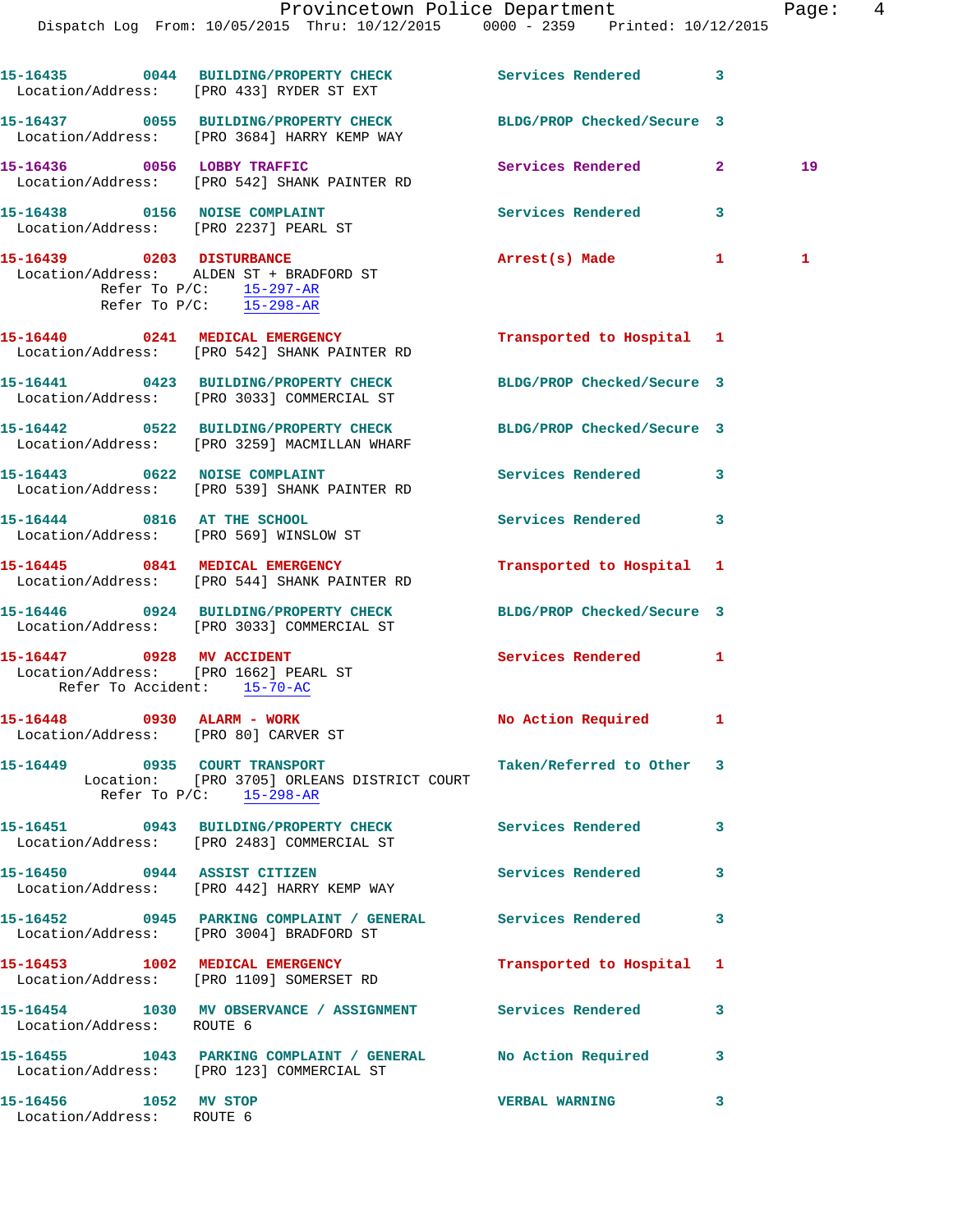15-16435 0044 BUILDING/PROPERTY CHECK Services Rendered 3
Location/Address: [PRO 433] RYDER ST EXT

15-16437 0055 BUILDING/PROPERTY CHECK BLDG/PROP Checked/Secure 3
Location/Address: [PRO 3684] HARRY KEMP WAY

15-16436 0056 LOBBY TRAFFIC Services Rendered 2 19
Location/Address: [PRO 542] SHANK PAINTER RD

15-16438 0156 NOISE COMPLAINT Services Rendered 3
Location/Address: [PRO 2237] PEARL ST

15-16439 0203 DISTURBANCE Arrest(s) Made 1 1
Location/Address: ALDEN ST + BRADFORD ST
Refer To P/C: 15-297-AR
Refer To P/C: 15-298-AR

15-16440 0241 MEDICAL EMERGENCY Transported to Hospital 1
Location/Address: [PRO 542] SHANK PAINTER RD

15-16441 0423 BUILDING/PROPERTY CHECK BLDG/PROP Checked/Secure 3
Location/Address: [PRO 3033] COMMERCIAL ST

15-16442 0522 BUILDING/PROPERTY CHECK BLDG/PROP Checked/Secure 3
Location/Address: [PRO 3259] MACMILLAN WHARF

15-16443 0622 NOISE COMPLAINT Services Rendered 3
Location/Address: [PRO 539] SHANK PAINTER RD

15-16444 0816 AT THE SCHOOL Services Rendered 3
Location/Address: [PRO 569] WINSLOW ST

15-16445 0841 MEDICAL EMERGENCY Transported to Hospital 1
Location/Address: [PRO 544] SHANK PAINTER RD

15-16446 0924 BUILDING/PROPERTY CHECK BLDG/PROP Checked/Secure 3
Location/Address: [PRO 3033] COMMERCIAL ST

15-16447 0928 MV ACCIDENT Services Rendered 1
Location/Address: [PRO 1662] PEARL ST
Refer To Accident: 15-70-AC

15-16448 0930 ALARM - WORK No Action Required 1
Location/Address: [PRO 80] CARVER ST

15-16449 0935 COURT TRANSPORT Taken/Referred to Other 3
Location: [PRO 3705] ORLEANS DISTRICT COURT
Refer To P/C: 15-298-AR

15-16451 0943 BUILDING/PROPERTY CHECK Services Rendered 3
Location/Address: [PRO 2483] COMMERCIAL ST

15-16450 0944 ASSIST CITIZEN Services Rendered 3
Location/Address: [PRO 442] HARRY KEMP WAY

15-16452 0945 PARKING COMPLAINT / GENERAL Services Rendered 3
Location/Address: [PRO 3004] BRADFORD ST

15-16453 1002 MEDICAL EMERGENCY Transported to Hospital 1
Location/Address: [PRO 1109] SOMERSET RD

15-16454 1030 MV OBSERVANCE / ASSIGNMENT Services Rendered 3
Location/Address: ROUTE 6

15-16455 1043 PARKING COMPLAINT / GENERAL No Action Required 3
Location/Address: [PRO 123] COMMERCIAL ST

15-16456 1052 MV STOP VERBAL WARNING 3
Location/Address: ROUTE 6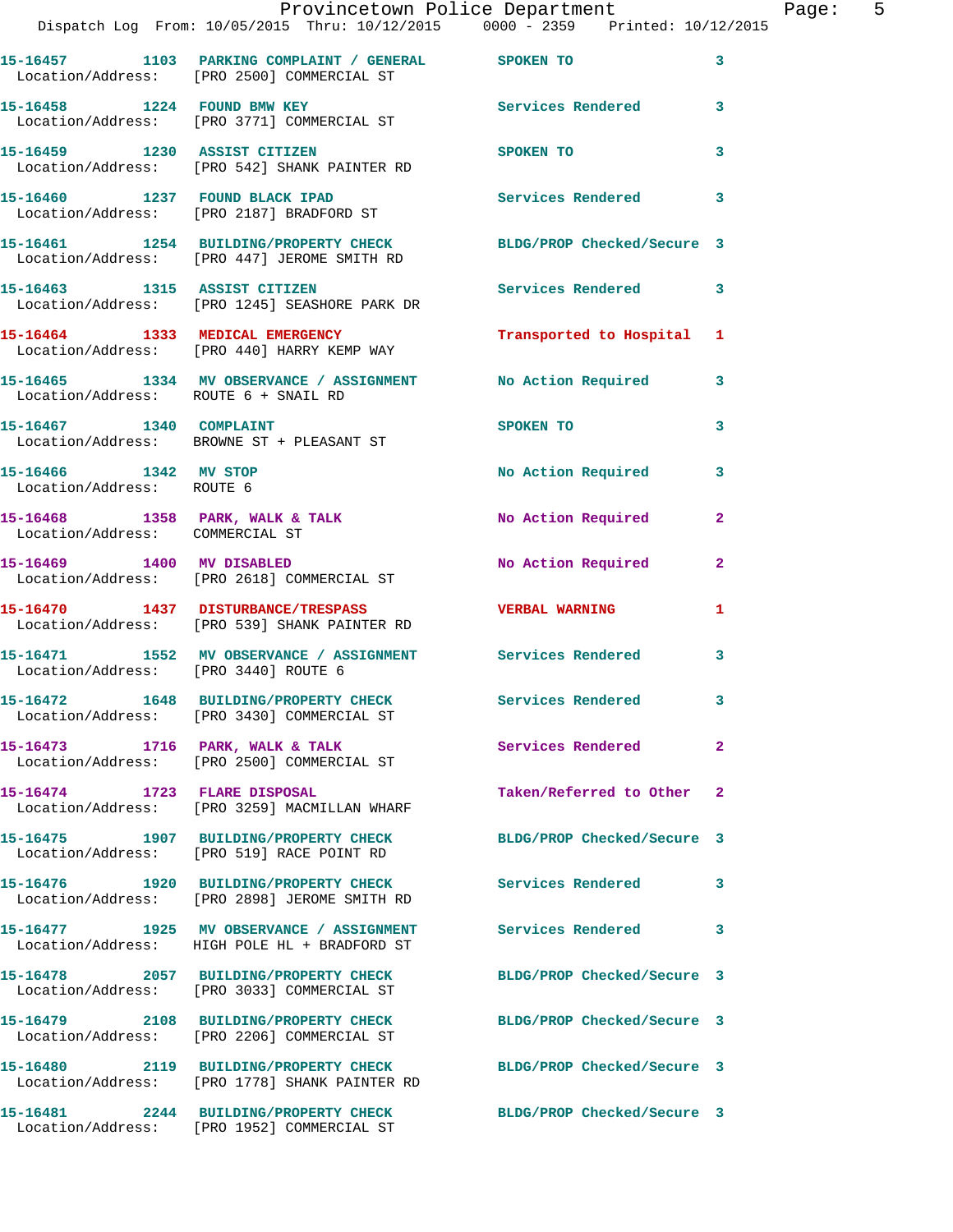| Call # | Time | Call Reason | Action | Priority |
|---|---|---|---|---|
| 15-16457 | 1103 | PARKING COMPLAINT / GENERAL | SPOKEN TO | 3 |
| Location/Address: | | [PRO 2500] COMMERCIAL ST | | |
| 15-16458 | 1224 | FOUND BMW KEY | Services Rendered | 3 |
| Location/Address: | | [PRO 3771] COMMERCIAL ST | | |
| 15-16459 | 1230 | ASSIST CITIZEN | SPOKEN TO | 3 |
| Location/Address: | | [PRO 542] SHANK PAINTER RD | | |
| 15-16460 | 1237 | FOUND BLACK IPAD | Services Rendered | 3 |
| Location/Address: | | [PRO 2187] BRADFORD ST | | |
| 15-16461 | 1254 | BUILDING/PROPERTY CHECK | BLDG/PROP Checked/Secure | 3 |
| Location/Address: | | [PRO 447] JEROME SMITH RD | | |
| 15-16463 | 1315 | ASSIST CITIZEN | Services Rendered | 3 |
| Location/Address: | | [PRO 1245] SEASHORE PARK DR | | |
| 15-16464 | 1333 | MEDICAL EMERGENCY | Transported to Hospital | 1 |
| Location/Address: | | [PRO 440] HARRY KEMP WAY | | |
| 15-16465 | 1334 | MV OBSERVANCE / ASSIGNMENT | No Action Required | 3 |
| Location/Address: | | ROUTE 6 + SNAIL RD | | |
| 15-16467 | 1340 | COMPLAINT | SPOKEN TO | 3 |
| Location/Address: | | BROWNE ST + PLEASANT ST | | |
| 15-16466 | 1342 | MV STOP | No Action Required | 3 |
| Location/Address: | | ROUTE 6 | | |
| 15-16468 | 1358 | PARK, WALK & TALK | No Action Required | 2 |
| Location/Address: | | COMMERCIAL ST | | |
| 15-16469 | 1400 | MV DISABLED | No Action Required | 2 |
| Location/Address: | | [PRO 2618] COMMERCIAL ST | | |
| 15-16470 | 1437 | DISTURBANCE/TRESPASS | VERBAL WARNING | 1 |
| Location/Address: | | [PRO 539] SHANK PAINTER RD | | |
| 15-16471 | 1552 | MV OBSERVANCE / ASSIGNMENT | Services Rendered | 3 |
| Location/Address: | | [PRO 3440] ROUTE 6 | | |
| 15-16472 | 1648 | BUILDING/PROPERTY CHECK | Services Rendered | 3 |
| Location/Address: | | [PRO 3430] COMMERCIAL ST | | |
| 15-16473 | 1716 | PARK, WALK & TALK | Services Rendered | 2 |
| Location/Address: | | [PRO 2500] COMMERCIAL ST | | |
| 15-16474 | 1723 | FLARE DISPOSAL | Taken/Referred to Other | 2 |
| Location/Address: | | [PRO 3259] MACMILLAN WHARF | | |
| 15-16475 | 1907 | BUILDING/PROPERTY CHECK | BLDG/PROP Checked/Secure | 3 |
| Location/Address: | | [PRO 519] RACE POINT RD | | |
| 15-16476 | 1920 | BUILDING/PROPERTY CHECK | Services Rendered | 3 |
| Location/Address: | | [PRO 2898] JEROME SMITH RD | | |
| 15-16477 | 1925 | MV OBSERVANCE / ASSIGNMENT | Services Rendered | 3 |
| Location/Address: | | HIGH POLE HL + BRADFORD ST | | |
| 15-16478 | 2057 | BUILDING/PROPERTY CHECK | BLDG/PROP Checked/Secure | 3 |
| Location/Address: | | [PRO 3033] COMMERCIAL ST | | |
| 15-16479 | 2108 | BUILDING/PROPERTY CHECK | BLDG/PROP Checked/Secure | 3 |
| Location/Address: | | [PRO 2206] COMMERCIAL ST | | |
| 15-16480 | 2119 | BUILDING/PROPERTY CHECK | BLDG/PROP Checked/Secure | 3 |
| Location/Address: | | [PRO 1778] SHANK PAINTER RD | | |
| 15-16481 | 2244 | BUILDING/PROPERTY CHECK | BLDG/PROP Checked/Secure | 3 |
| Location/Address: | | [PRO 1952] COMMERCIAL ST | | |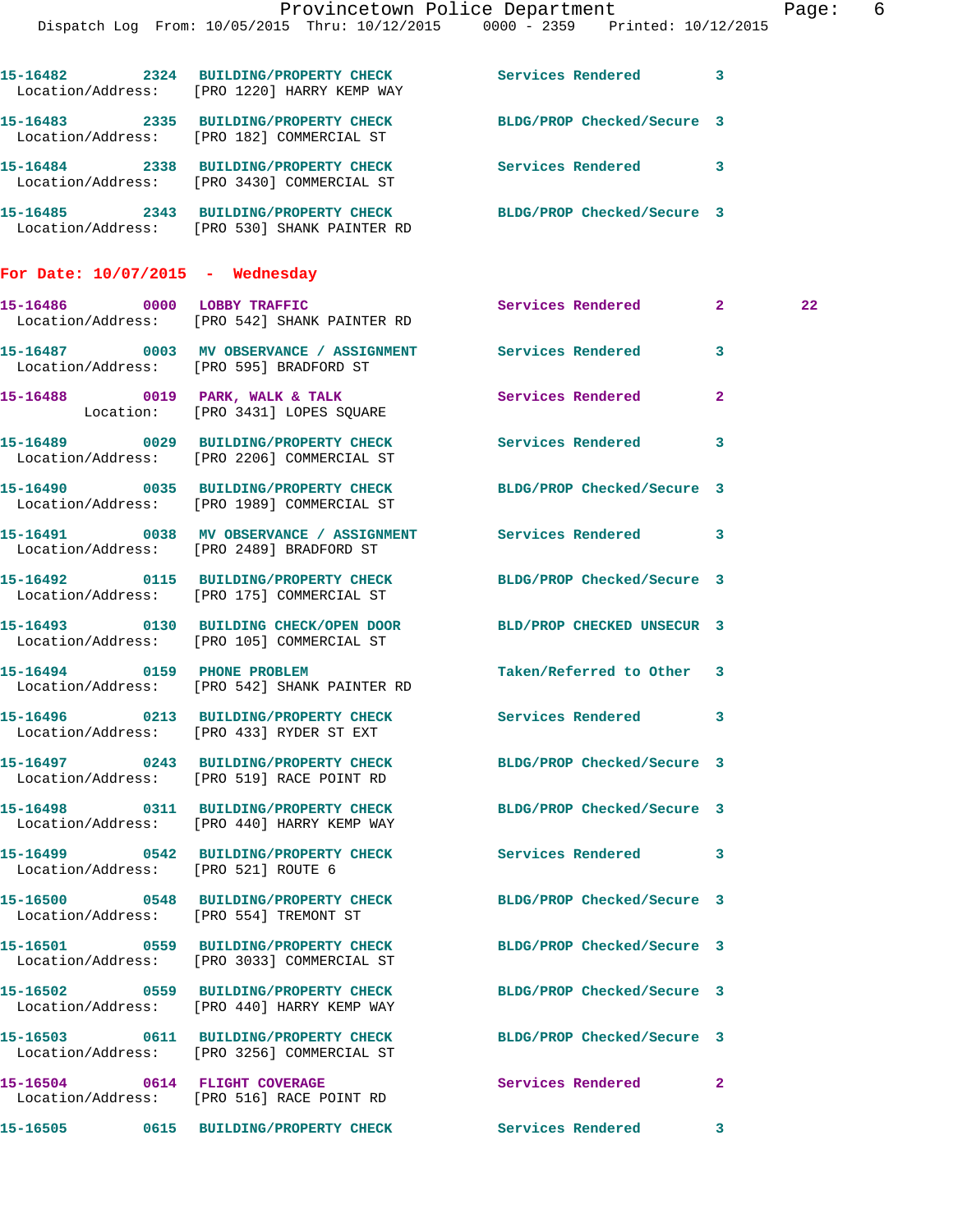15-16482 2324 BUILDING/PROPERTY CHECK Services Rendered 3
Location/Address: [PRO 1220] HARRY KEMP WAY

15-16483 2335 BUILDING/PROPERTY CHECK BLDG/PROP Checked/Secure 3
Location/Address: [PRO 182] COMMERCIAL ST

15-16484 2338 BUILDING/PROPERTY CHECK Services Rendered 3
Location/Address: [PRO 3430] COMMERCIAL ST

15-16485 2343 BUILDING/PROPERTY CHECK BLDG/PROP Checked/Secure 3
Location/Address: [PRO 530] SHANK PAINTER RD

## For Date: 10/07/2015 - Wednesday

15-16486 0000 LOBBY TRAFFIC Services Rendered 2 22
Location/Address: [PRO 542] SHANK PAINTER RD

15-16487 0003 MV OBSERVANCE / ASSIGNMENT Services Rendered 3
Location/Address: [PRO 595] BRADFORD ST

15-16488 0019 PARK, WALK & TALK Services Rendered 2
Location: [PRO 3431] LOPES SQUARE

15-16489 0029 BUILDING/PROPERTY CHECK Services Rendered 3
Location/Address: [PRO 2206] COMMERCIAL ST

15-16490 0035 BUILDING/PROPERTY CHECK BLDG/PROP Checked/Secure 3
Location/Address: [PRO 1989] COMMERCIAL ST

15-16491 0038 MV OBSERVANCE / ASSIGNMENT Services Rendered 3
Location/Address: [PRO 2489] BRADFORD ST

15-16492 0115 BUILDING/PROPERTY CHECK BLDG/PROP Checked/Secure 3
Location/Address: [PRO 175] COMMERCIAL ST

15-16493 0130 BUILDING CHECK/OPEN DOOR BLD/PROP CHECKED UNSECUR 3
Location/Address: [PRO 105] COMMERCIAL ST

15-16494 0159 PHONE PROBLEM Taken/Referred to Other 3
Location/Address: [PRO 542] SHANK PAINTER RD

15-16496 0213 BUILDING/PROPERTY CHECK Services Rendered 3
Location/Address: [PRO 433] RYDER ST EXT

15-16497 0243 BUILDING/PROPERTY CHECK BLDG/PROP Checked/Secure 3
Location/Address: [PRO 519] RACE POINT RD

15-16498 0311 BUILDING/PROPERTY CHECK BLDG/PROP Checked/Secure 3
Location/Address: [PRO 440] HARRY KEMP WAY

15-16499 0542 BUILDING/PROPERTY CHECK Services Rendered 3
Location/Address: [PRO 521] ROUTE 6

15-16500 0548 BUILDING/PROPERTY CHECK BLDG/PROP Checked/Secure 3
Location/Address: [PRO 554] TREMONT ST

15-16501 0559 BUILDING/PROPERTY CHECK BLDG/PROP Checked/Secure 3
Location/Address: [PRO 3033] COMMERCIAL ST

15-16502 0559 BUILDING/PROPERTY CHECK BLDG/PROP Checked/Secure 3
Location/Address: [PRO 440] HARRY KEMP WAY

15-16503 0611 BUILDING/PROPERTY CHECK BLDG/PROP Checked/Secure 3
Location/Address: [PRO 3256] COMMERCIAL ST

15-16504 0614 FLIGHT COVERAGE Services Rendered 2
Location/Address: [PRO 516] RACE POINT RD

15-16505 0615 BUILDING/PROPERTY CHECK Services Rendered 3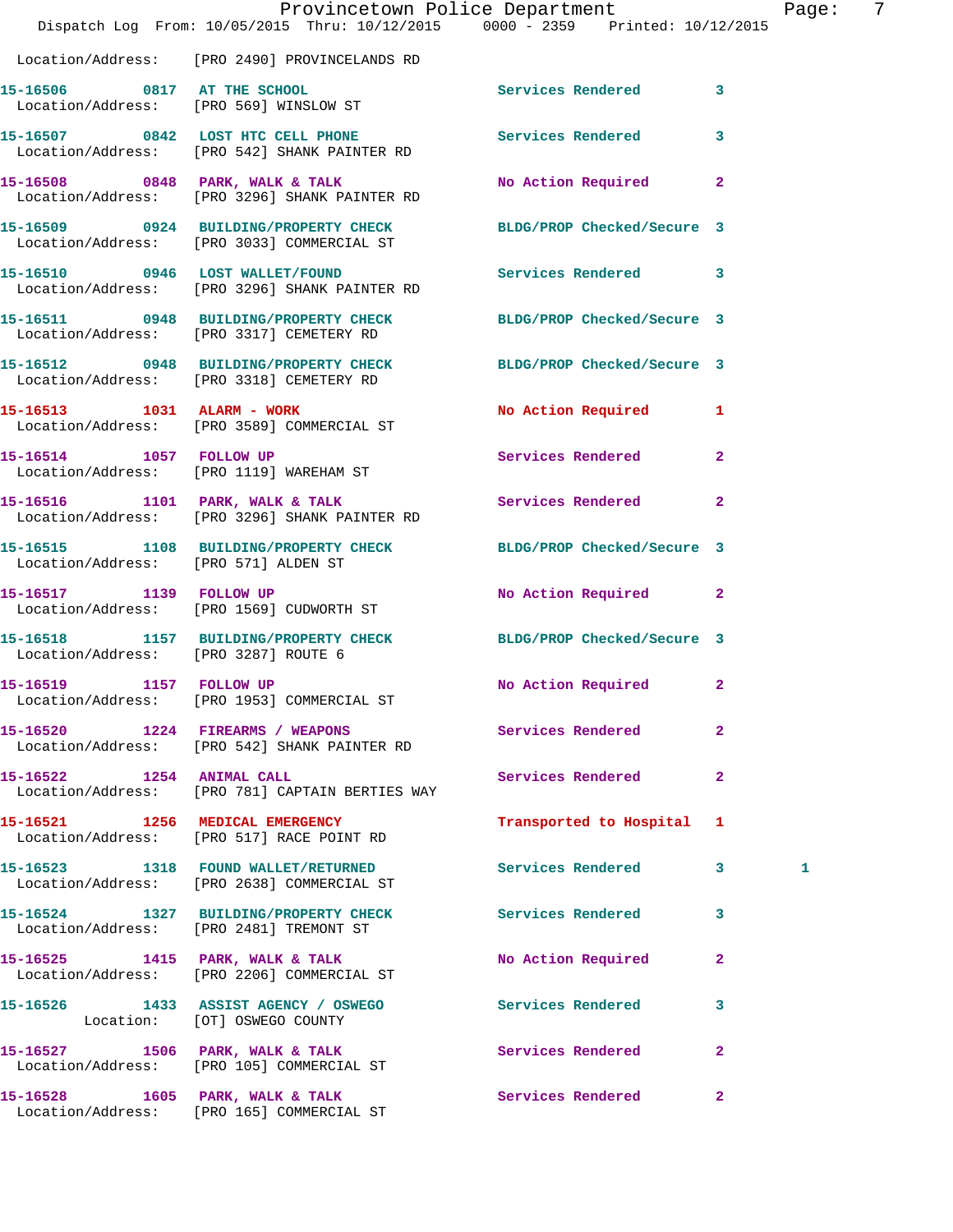Location/Address: [PRO 2490] PROVINCELANDS RD

| Call Number | Time | Call Reason | Action | Priority | |
|---|---|---|---|---|---|
| 15-16506 | 0817 | AT THE SCHOOL | Services Rendered | 3 | |
| Location/Address: | | [PRO 569] WINSLOW ST | | | |
| 15-16507 | 0842 | LOST HTC CELL PHONE | Services Rendered | 3 | |
| Location/Address: | | [PRO 542] SHANK PAINTER RD | | | |
| 15-16508 | 0848 | PARK, WALK & TALK | No Action Required | 2 | |
| Location/Address: | | [PRO 3296] SHANK PAINTER RD | | | |
| 15-16509 | 0924 | BUILDING/PROPERTY CHECK | BLDG/PROP Checked/Secure | 3 | |
| Location/Address: | | [PRO 3033] COMMERCIAL ST | | | |
| 15-16510 | 0946 | LOST WALLET/FOUND | Services Rendered | 3 | |
| Location/Address: | | [PRO 3296] SHANK PAINTER RD | | | |
| 15-16511 | 0948 | BUILDING/PROPERTY CHECK | BLDG/PROP Checked/Secure | 3 | |
| Location/Address: | | [PRO 3317] CEMETERY RD | | | |
| 15-16512 | 0948 | BUILDING/PROPERTY CHECK | BLDG/PROP Checked/Secure | 3 | |
| Location/Address: | | [PRO 3318] CEMETERY RD | | | |
| 15-16513 | 1031 | ALARM - WORK | No Action Required | 1 | |
| Location/Address: | | [PRO 3589] COMMERCIAL ST | | | |
| 15-16514 | 1057 | FOLLOW UP | Services Rendered | 2 | |
| Location/Address: | | [PRO 1119] WAREHAM ST | | | |
| 15-16516 | 1101 | PARK, WALK & TALK | Services Rendered | 2 | |
| Location/Address: | | [PRO 3296] SHANK PAINTER RD | | | |
| 15-16515 | 1108 | BUILDING/PROPERTY CHECK | BLDG/PROP Checked/Secure | 3 | |
| Location/Address: | | [PRO 571] ALDEN ST | | | |
| 15-16517 | 1139 | FOLLOW UP | No Action Required | 2 | |
| Location/Address: | | [PRO 1569] CUDWORTH ST | | | |
| 15-16518 | 1157 | BUILDING/PROPERTY CHECK | BLDG/PROP Checked/Secure | 3 | |
| Location/Address: | | [PRO 3287] ROUTE 6 | | | |
| 15-16519 | 1157 | FOLLOW UP | No Action Required | 2 | |
| Location/Address: | | [PRO 1953] COMMERCIAL ST | | | |
| 15-16520 | 1224 | FIREARMS / WEAPONS | Services Rendered | 2 | |
| Location/Address: | | [PRO 542] SHANK PAINTER RD | | | |
| 15-16522 | 1254 | ANIMAL CALL | Services Rendered | 2 | |
| Location/Address: | | [PRO 781] CAPTAIN BERTIES WAY | | | |
| 15-16521 | 1256 | MEDICAL EMERGENCY | Transported to Hospital | 1 | |
| Location/Address: | | [PRO 517] RACE POINT RD | | | |
| 15-16523 | 1318 | FOUND WALLET/RETURNED | Services Rendered | 3 | 1 |
| Location/Address: | | [PRO 2638] COMMERCIAL ST | | | |
| 15-16524 | 1327 | BUILDING/PROPERTY CHECK | Services Rendered | 3 | |
| Location/Address: | | [PRO 2481] TREMONT ST | | | |
| 15-16525 | 1415 | PARK, WALK & TALK | No Action Required | 2 | |
| Location/Address: | | [PRO 2206] COMMERCIAL ST | | | |
| 15-16526 | 1433 | ASSIST AGENCY / OSWEGO | Services Rendered | 3 | |
| Location: | | [OT] OSWEGO COUNTY | | | |
| 15-16527 | 1506 | PARK, WALK & TALK | Services Rendered | 2 | |
| Location/Address: | | [PRO 105] COMMERCIAL ST | | | |
| 15-16528 | 1605 | PARK, WALK & TALK | Services Rendered | 2 | |
| Location/Address: | | [PRO 165] COMMERCIAL ST | | | |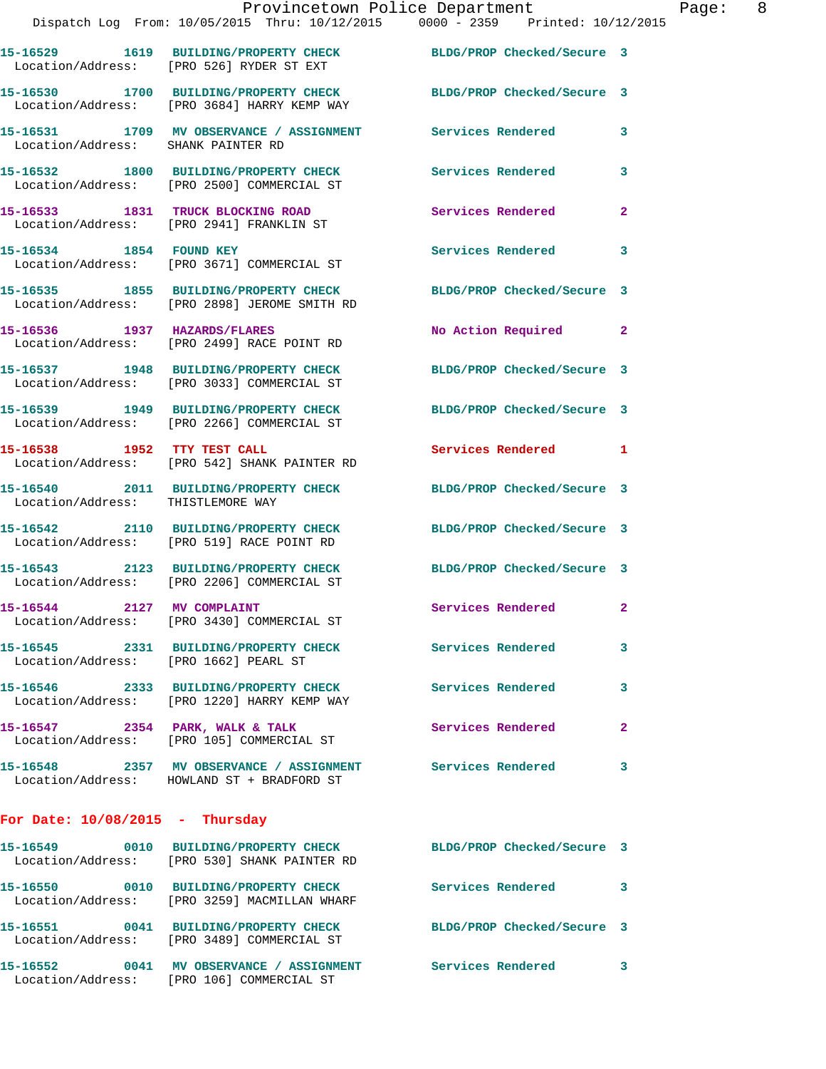15-16529 1619 BUILDING/PROPERTY CHECK BLDG/PROP Checked/Secure 3
Location/Address: [PRO 526] RYDER ST EXT

15-16530 1700 BUILDING/PROPERTY CHECK BLDG/PROP Checked/Secure 3
Location/Address: [PRO 3684] HARRY KEMP WAY

15-16531 1709 MV OBSERVANCE / ASSIGNMENT Services Rendered 3
Location/Address: SHANK PAINTER RD

15-16532 1800 BUILDING/PROPERTY CHECK Services Rendered 3
Location/Address: [PRO 2500] COMMERCIAL ST

15-16533 1831 TRUCK BLOCKING ROAD Services Rendered 2
Location/Address: [PRO 2941] FRANKLIN ST

15-16534 1854 FOUND KEY Services Rendered 3
Location/Address: [PRO 3671] COMMERCIAL ST

15-16535 1855 BUILDING/PROPERTY CHECK BLDG/PROP Checked/Secure 3
Location/Address: [PRO 2898] JEROME SMITH RD

15-16536 1937 HAZARDS/FLARES No Action Required 2
Location/Address: [PRO 2499] RACE POINT RD

15-16537 1948 BUILDING/PROPERTY CHECK BLDG/PROP Checked/Secure 3
Location/Address: [PRO 3033] COMMERCIAL ST

15-16539 1949 BUILDING/PROPERTY CHECK BLDG/PROP Checked/Secure 3
Location/Address: [PRO 2266] COMMERCIAL ST

15-16538 1952 TTY TEST CALL Services Rendered 1
Location/Address: [PRO 542] SHANK PAINTER RD

15-16540 2011 BUILDING/PROPERTY CHECK BLDG/PROP Checked/Secure 3
Location/Address: THISTLEMORE WAY

15-16542 2110 BUILDING/PROPERTY CHECK BLDG/PROP Checked/Secure 3
Location/Address: [PRO 519] RACE POINT RD

15-16543 2123 BUILDING/PROPERTY CHECK BLDG/PROP Checked/Secure 3
Location/Address: [PRO 2206] COMMERCIAL ST

15-16544 2127 MV COMPLAINT Services Rendered 2
Location/Address: [PRO 3430] COMMERCIAL ST

15-16545 2331 BUILDING/PROPERTY CHECK Services Rendered 3
Location/Address: [PRO 1662] PEARL ST

15-16546 2333 BUILDING/PROPERTY CHECK Services Rendered 3
Location/Address: [PRO 1220] HARRY KEMP WAY

15-16547 2354 PARK, WALK & TALK Services Rendered 2
Location/Address: [PRO 105] COMMERCIAL ST

15-16548 2357 MV OBSERVANCE / ASSIGNMENT Services Rendered 3
Location/Address: HOWLAND ST + BRADFORD ST

## For Date: 10/08/2015 - Thursday

15-16549 0010 BUILDING/PROPERTY CHECK BLDG/PROP Checked/Secure 3
Location/Address: [PRO 530] SHANK PAINTER RD

15-16550 0010 BUILDING/PROPERTY CHECK Services Rendered 3
Location/Address: [PRO 3259] MACMILLAN WHARF

15-16551 0041 BUILDING/PROPERTY CHECK BLDG/PROP Checked/Secure 3
Location/Address: [PRO 3489] COMMERCIAL ST

15-16552 0041 MV OBSERVANCE / ASSIGNMENT Services Rendered 3
Location/Address: [PRO 106] COMMERCIAL ST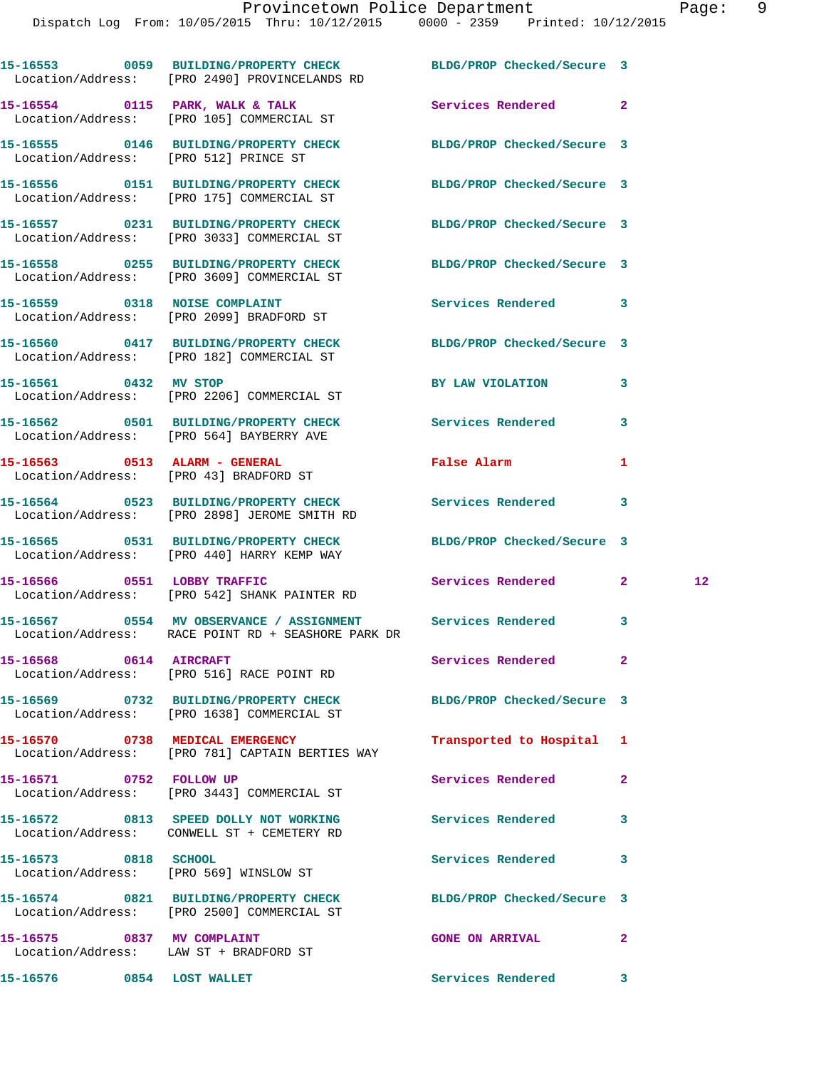| Call Number | Time | Call Reason | Action | Priority | |
|---|---|---|---|---|---|
| 15-16553 | 0059 | BUILDING/PROPERTY CHECK | BLDG/PROP Checked/Secure | 3 | |
| Location/Address: [PRO 2490] PROVINCELANDS RD | | | | | |
| 15-16554 | 0115 | PARK, WALK & TALK | Services Rendered | 2 | |
| Location/Address: [PRO 105] COMMERCIAL ST | | | | | |
| 15-16555 | 0146 | BUILDING/PROPERTY CHECK | BLDG/PROP Checked/Secure | 3 | |
| Location/Address: [PRO 512] PRINCE ST | | | | | |
| 15-16556 | 0151 | BUILDING/PROPERTY CHECK | BLDG/PROP Checked/Secure | 3 | |
| Location/Address: [PRO 175] COMMERCIAL ST | | | | | |
| 15-16557 | 0231 | BUILDING/PROPERTY CHECK | BLDG/PROP Checked/Secure | 3 | |
| Location/Address: [PRO 3033] COMMERCIAL ST | | | | | |
| 15-16558 | 0255 | BUILDING/PROPERTY CHECK | BLDG/PROP Checked/Secure | 3 | |
| Location/Address: [PRO 3609] COMMERCIAL ST | | | | | |
| 15-16559 | 0318 | NOISE COMPLAINT | Services Rendered | 3 | |
| Location/Address: [PRO 2099] BRADFORD ST | | | | | |
| 15-16560 | 0417 | BUILDING/PROPERTY CHECK | BLDG/PROP Checked/Secure | 3 | |
| Location/Address: [PRO 182] COMMERCIAL ST | | | | | |
| 15-16561 | 0432 | MV STOP | BY LAW VIOLATION | 3 | |
| Location/Address: [PRO 2206] COMMERCIAL ST | | | | | |
| 15-16562 | 0501 | BUILDING/PROPERTY CHECK | Services Rendered | 3 | |
| Location/Address: [PRO 564] BAYBERRY AVE | | | | | |
| 15-16563 | 0513 | ALARM - GENERAL | False Alarm | 1 | |
| Location/Address: [PRO 43] BRADFORD ST | | | | | |
| 15-16564 | 0523 | BUILDING/PROPERTY CHECK | Services Rendered | 3 | |
| Location/Address: [PRO 2898] JEROME SMITH RD | | | | | |
| 15-16565 | 0531 | BUILDING/PROPERTY CHECK | BLDG/PROP Checked/Secure | 3 | |
| Location/Address: [PRO 440] HARRY KEMP WAY | | | | | |
| 15-16566 | 0551 | LOBBY TRAFFIC | Services Rendered | 2 | 12 |
| Location/Address: [PRO 542] SHANK PAINTER RD | | | | | |
| 15-16567 | 0554 | MV OBSERVANCE / ASSIGNMENT | Services Rendered | 3 | |
| Location/Address: RACE POINT RD + SEASHORE PARK DR | | | | | |
| 15-16568 | 0614 | AIRCRAFT | Services Rendered | 2 | |
| Location/Address: [PRO 516] RACE POINT RD | | | | | |
| 15-16569 | 0732 | BUILDING/PROPERTY CHECK | BLDG/PROP Checked/Secure | 3 | |
| Location/Address: [PRO 1638] COMMERCIAL ST | | | | | |
| 15-16570 | 0738 | MEDICAL EMERGENCY | Transported to Hospital | 1 | |
| Location/Address: [PRO 781] CAPTAIN BERTIES WAY | | | | | |
| 15-16571 | 0752 | FOLLOW UP | Services Rendered | 2 | |
| Location/Address: [PRO 3443] COMMERCIAL ST | | | | | |
| 15-16572 | 0813 | SPEED DOLLY NOT WORKING | Services Rendered | 3 | |
| Location/Address: CONWELL ST + CEMETERY RD | | | | | |
| 15-16573 | 0818 | SCHOOL | Services Rendered | 3 | |
| Location/Address: [PRO 569] WINSLOW ST | | | | | |
| 15-16574 | 0821 | BUILDING/PROPERTY CHECK | BLDG/PROP Checked/Secure | 3 | |
| Location/Address: [PRO 2500] COMMERCIAL ST | | | | | |
| 15-16575 | 0837 | MV COMPLAINT | GONE ON ARRIVAL | 2 | |
| Location/Address: LAW ST + BRADFORD ST | | | | | |
| 15-16576 | 0854 | LOST WALLET | Services Rendered | 3 | |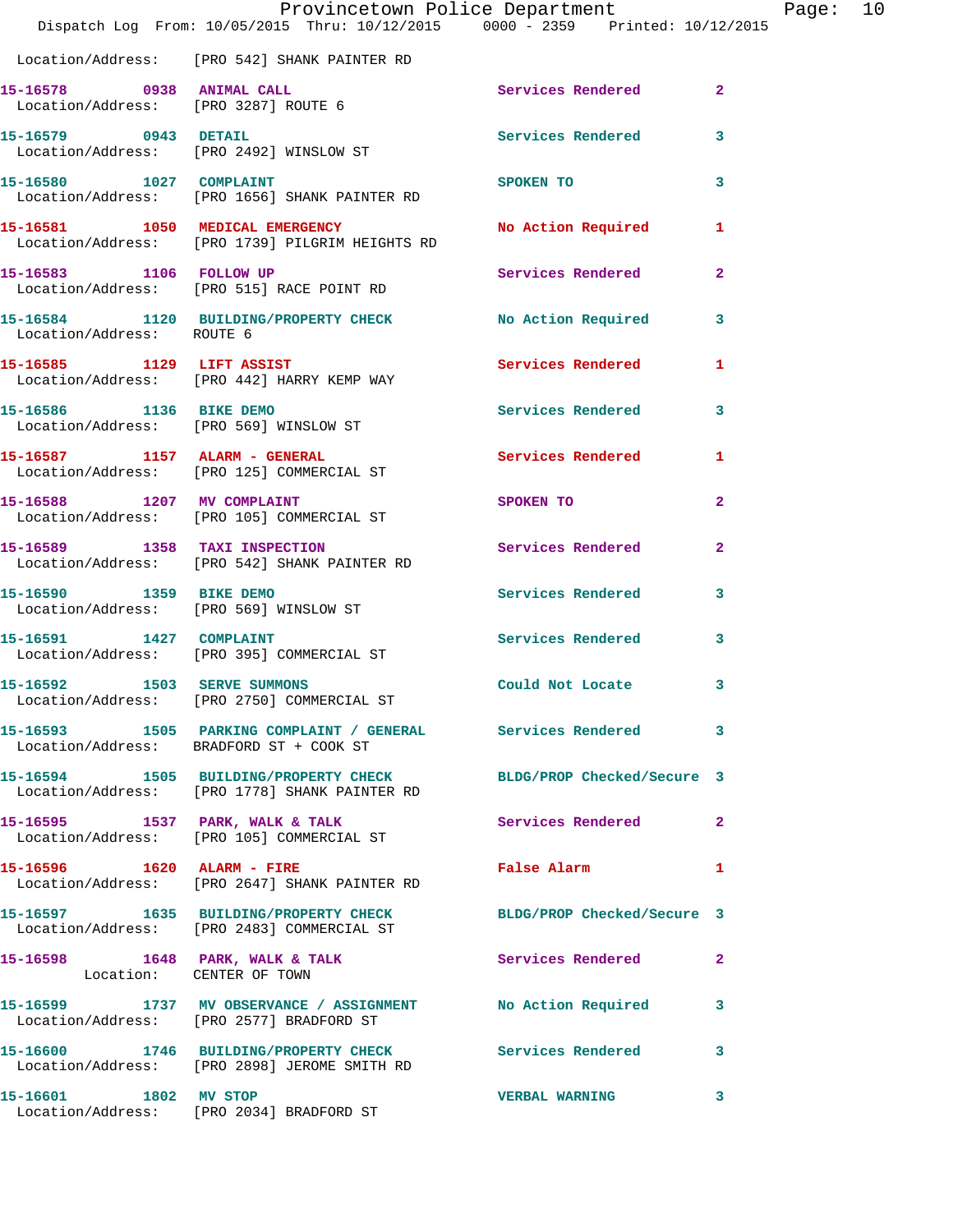Location/Address: [PRO 542] SHANK PAINTER RD

| Call Number | Time | Call Type | Action | Priority |
|---|---|---|---|---|
| 15-16578 | 0938 | ANIMAL CALL | Services Rendered | 2 |
| Location/Address: [PRO 3287] ROUTE 6 | | | | |
| 15-16579 | 0943 | DETAIL | Services Rendered | 3 |
| Location/Address: [PRO 2492] WINSLOW ST | | | | |
| 15-16580 | 1027 | COMPLAINT | SPOKEN TO | 3 |
| Location/Address: [PRO 1656] SHANK PAINTER RD | | | | |
| 15-16581 | 1050 | MEDICAL EMERGENCY | No Action Required | 1 |
| Location/Address: [PRO 1739] PILGRIM HEIGHTS RD | | | | |
| 15-16583 | 1106 | FOLLOW UP | Services Rendered | 2 |
| Location/Address: [PRO 515] RACE POINT RD | | | | |
| 15-16584 | 1120 | BUILDING/PROPERTY CHECK | No Action Required | 3 |
| Location/Address: ROUTE 6 | | | | |
| 15-16585 | 1129 | LIFT ASSIST | Services Rendered | 1 |
| Location/Address: [PRO 442] HARRY KEMP WAY | | | | |
| 15-16586 | 1136 | BIKE DEMO | Services Rendered | 3 |
| Location/Address: [PRO 569] WINSLOW ST | | | | |
| 15-16587 | 1157 | ALARM - GENERAL | Services Rendered | 1 |
| Location/Address: [PRO 125] COMMERCIAL ST | | | | |
| 15-16588 | 1207 | MV COMPLAINT | SPOKEN TO | 2 |
| Location/Address: [PRO 105] COMMERCIAL ST | | | | |
| 15-16589 | 1358 | TAXI INSPECTION | Services Rendered | 2 |
| Location/Address: [PRO 542] SHANK PAINTER RD | | | | |
| 15-16590 | 1359 | BIKE DEMO | Services Rendered | 3 |
| Location/Address: [PRO 569] WINSLOW ST | | | | |
| 15-16591 | 1427 | COMPLAINT | Services Rendered | 3 |
| Location/Address: [PRO 395] COMMERCIAL ST | | | | |
| 15-16592 | 1503 | SERVE SUMMONS | Could Not Locate | 3 |
| Location/Address: [PRO 2750] COMMERCIAL ST | | | | |
| 15-16593 | 1505 | PARKING COMPLAINT / GENERAL | Services Rendered | 3 |
| Location/Address: BRADFORD ST + COOK ST | | | | |
| 15-16594 | 1505 | BUILDING/PROPERTY CHECK | BLDG/PROP Checked/Secure | 3 |
| Location/Address: [PRO 1778] SHANK PAINTER RD | | | | |
| 15-16595 | 1537 | PARK, WALK & TALK | Services Rendered | 2 |
| Location/Address: [PRO 105] COMMERCIAL ST | | | | |
| 15-16596 | 1620 | ALARM - FIRE | False Alarm | 1 |
| Location/Address: [PRO 2647] SHANK PAINTER RD | | | | |
| 15-16597 | 1635 | BUILDING/PROPERTY CHECK | BLDG/PROP Checked/Secure | 3 |
| Location/Address: [PRO 2483] COMMERCIAL ST | | | | |
| 15-16598 | 1648 | PARK, WALK & TALK | Services Rendered | 2 |
| Location: CENTER OF TOWN | | | | |
| 15-16599 | 1737 | MV OBSERVANCE / ASSIGNMENT | No Action Required | 3 |
| Location/Address: [PRO 2577] BRADFORD ST | | | | |
| 15-16600 | 1746 | BUILDING/PROPERTY CHECK | Services Rendered | 3 |
| Location/Address: [PRO 2898] JEROME SMITH RD | | | | |
| 15-16601 | 1802 | MV STOP | VERBAL WARNING | 3 |
| Location/Address: [PRO 2034] BRADFORD ST | | | | |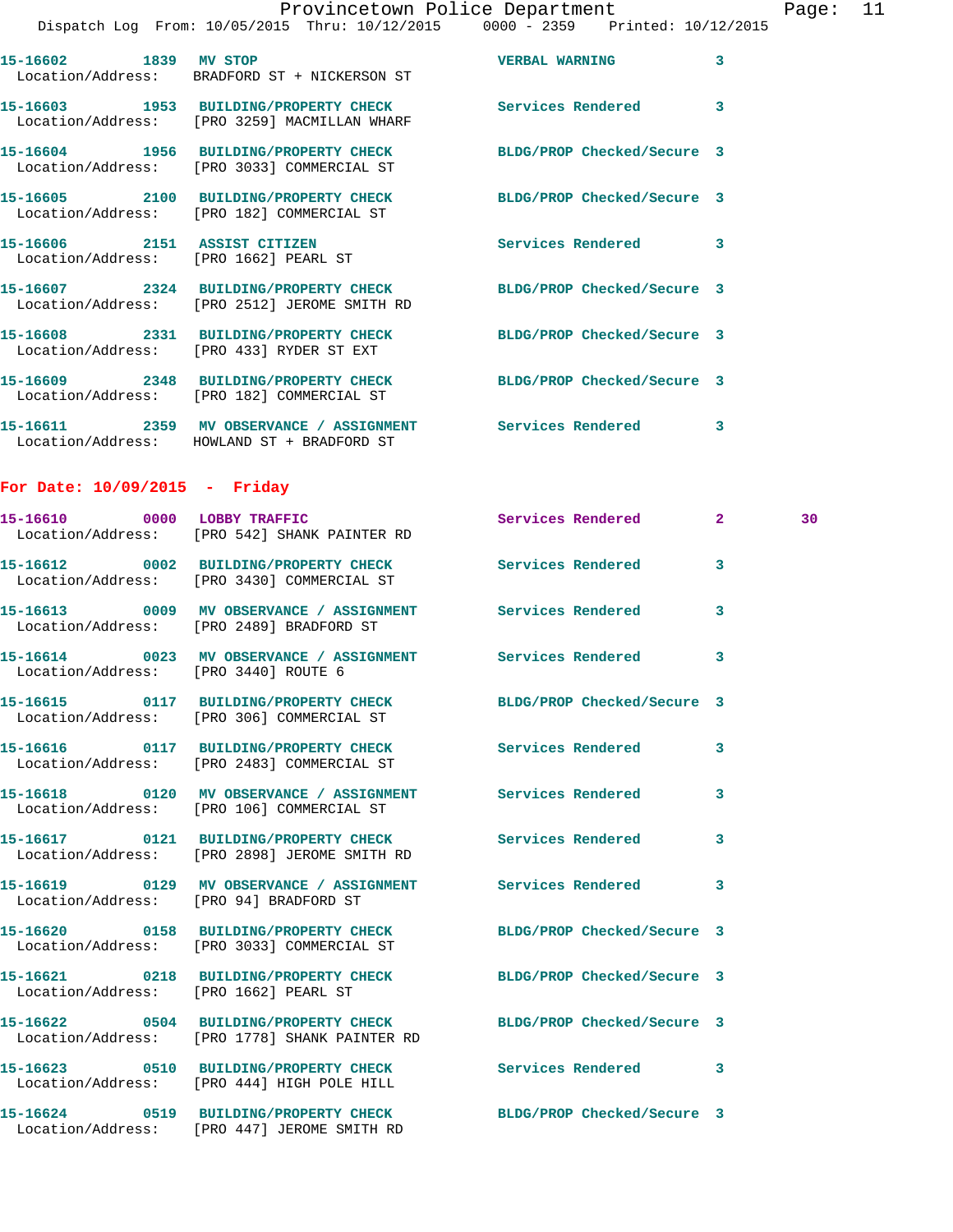15-16602 1839 MV STOP VERBAL WARNING 3
Location/Address: BRADFORD ST + NICKERSON ST

15-16603 1953 BUILDING/PROPERTY CHECK Services Rendered 3
Location/Address: [PRO 3259] MACMILLAN WHARF

15-16604 1956 BUILDING/PROPERTY CHECK BLDG/PROP Checked/Secure 3
Location/Address: [PRO 3033] COMMERCIAL ST

15-16605 2100 BUILDING/PROPERTY CHECK BLDG/PROP Checked/Secure 3
Location/Address: [PRO 182] COMMERCIAL ST

15-16606 2151 ASSIST CITIZEN Services Rendered 3
Location/Address: [PRO 1662] PEARL ST

15-16607 2324 BUILDING/PROPERTY CHECK BLDG/PROP Checked/Secure 3
Location/Address: [PRO 2512] JEROME SMITH RD

15-16608 2331 BUILDING/PROPERTY CHECK BLDG/PROP Checked/Secure 3
Location/Address: [PRO 433] RYDER ST EXT

15-16609 2348 BUILDING/PROPERTY CHECK BLDG/PROP Checked/Secure 3
Location/Address: [PRO 182] COMMERCIAL ST

15-16611 2359 MV OBSERVANCE / ASSIGNMENT Services Rendered 3
Location/Address: HOWLAND ST + BRADFORD ST

## For Date: 10/09/2015 - Friday

15-16610 0000 LOBBY TRAFFIC Services Rendered 2 30
Location/Address: [PRO 542] SHANK PAINTER RD

15-16612 0002 BUILDING/PROPERTY CHECK Services Rendered 3
Location/Address: [PRO 3430] COMMERCIAL ST

15-16613 0009 MV OBSERVANCE / ASSIGNMENT Services Rendered 3
Location/Address: [PRO 2489] BRADFORD ST

15-16614 0023 MV OBSERVANCE / ASSIGNMENT Services Rendered 3
Location/Address: [PRO 3440] ROUTE 6

15-16615 0117 BUILDING/PROPERTY CHECK BLDG/PROP Checked/Secure 3
Location/Address: [PRO 306] COMMERCIAL ST

15-16616 0117 BUILDING/PROPERTY CHECK Services Rendered 3
Location/Address: [PRO 2483] COMMERCIAL ST

15-16618 0120 MV OBSERVANCE / ASSIGNMENT Services Rendered 3
Location/Address: [PRO 106] COMMERCIAL ST

15-16617 0121 BUILDING/PROPERTY CHECK Services Rendered 3
Location/Address: [PRO 2898] JEROME SMITH RD

15-16619 0129 MV OBSERVANCE / ASSIGNMENT Services Rendered 3
Location/Address: [PRO 94] BRADFORD ST

15-16620 0158 BUILDING/PROPERTY CHECK BLDG/PROP Checked/Secure 3
Location/Address: [PRO 3033] COMMERCIAL ST

15-16621 0218 BUILDING/PROPERTY CHECK BLDG/PROP Checked/Secure 3
Location/Address: [PRO 1662] PEARL ST

15-16622 0504 BUILDING/PROPERTY CHECK BLDG/PROP Checked/Secure 3
Location/Address: [PRO 1778] SHANK PAINTER RD

15-16623 0510 BUILDING/PROPERTY CHECK Services Rendered 3
Location/Address: [PRO 444] HIGH POLE HILL

15-16624 0519 BUILDING/PROPERTY CHECK BLDG/PROP Checked/Secure 3
Location/Address: [PRO 447] JEROME SMITH RD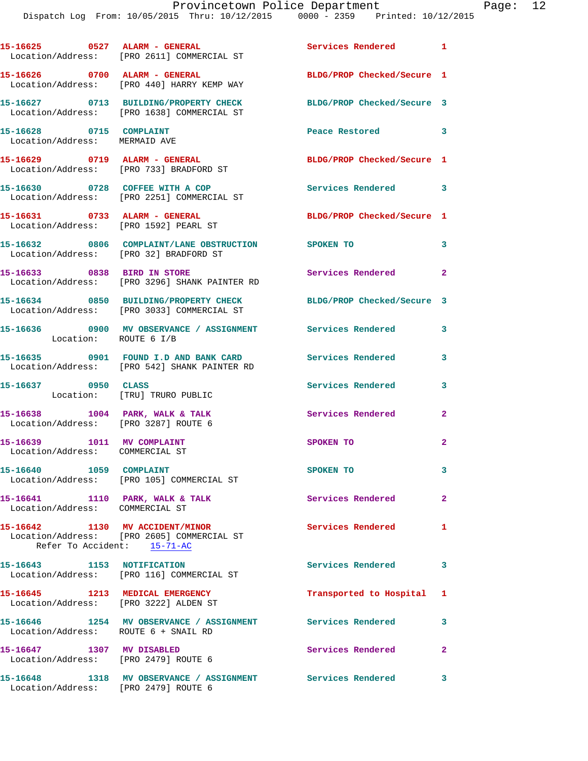15-16625 0527 ALARM - GENERAL Services Rendered 1
Location/Address: [PRO 2611] COMMERCIAL ST

15-16626 0700 ALARM - GENERAL BLDG/PROP Checked/Secure 1
Location/Address: [PRO 440] HARRY KEMP WAY

15-16627 0713 BUILDING/PROPERTY CHECK BLDG/PROP Checked/Secure 3
Location/Address: [PRO 1638] COMMERCIAL ST

15-16628 0715 COMPLAINT Peace Restored 3
Location/Address: MERMAID AVE

15-16629 0719 ALARM - GENERAL BLDG/PROP Checked/Secure 1
Location/Address: [PRO 733] BRADFORD ST

15-16630 0728 COFFEE WITH A COP Services Rendered 3
Location/Address: [PRO 2251] COMMERCIAL ST

15-16631 0733 ALARM - GENERAL BLDG/PROP Checked/Secure 1
Location/Address: [PRO 1592] PEARL ST

15-16632 0806 COMPLAINT/LANE OBSTRUCTION SPOKEN TO 3
Location/Address: [PRO 32] BRADFORD ST

15-16633 0838 BIRD IN STORE Services Rendered 2
Location/Address: [PRO 3296] SHANK PAINTER RD

15-16634 0850 BUILDING/PROPERTY CHECK BLDG/PROP Checked/Secure 3
Location/Address: [PRO 3033] COMMERCIAL ST

15-16636 0900 MV OBSERVANCE / ASSIGNMENT Services Rendered 3
Location: ROUTE 6 I/B

15-16635 0901 FOUND I.D AND BANK CARD Services Rendered 3
Location/Address: [PRO 542] SHANK PAINTER RD

15-16637 0950 CLASS Services Rendered 3
Location: [TRU] TRURO PUBLIC

15-16638 1004 PARK, WALK & TALK Services Rendered 2
Location/Address: [PRO 3287] ROUTE 6

15-16639 1011 MV COMPLAINT SPOKEN TO 2
Location/Address: COMMERCIAL ST

15-16640 1059 COMPLAINT SPOKEN TO 3
Location/Address: [PRO 105] COMMERCIAL ST

15-16641 1110 PARK, WALK & TALK Services Rendered 2
Location/Address: COMMERCIAL ST

15-16642 1130 MV ACCIDENT/MINOR Services Rendered 1
Location/Address: [PRO 2605] COMMERCIAL ST
Refer To Accident: 15-71-AC

15-16643 1153 NOTIFICATION Services Rendered 3
Location/Address: [PRO 116] COMMERCIAL ST

15-16645 1213 MEDICAL EMERGENCY Transported to Hospital 1
Location/Address: [PRO 3222] ALDEN ST

15-16646 1254 MV OBSERVANCE / ASSIGNMENT Services Rendered 3
Location/Address: ROUTE 6 + SNAIL RD

15-16647 1307 MV DISABLED Services Rendered 2
Location/Address: [PRO 2479] ROUTE 6

15-16648 1318 MV OBSERVANCE / ASSIGNMENT Services Rendered 3
Location/Address: [PRO 2479] ROUTE 6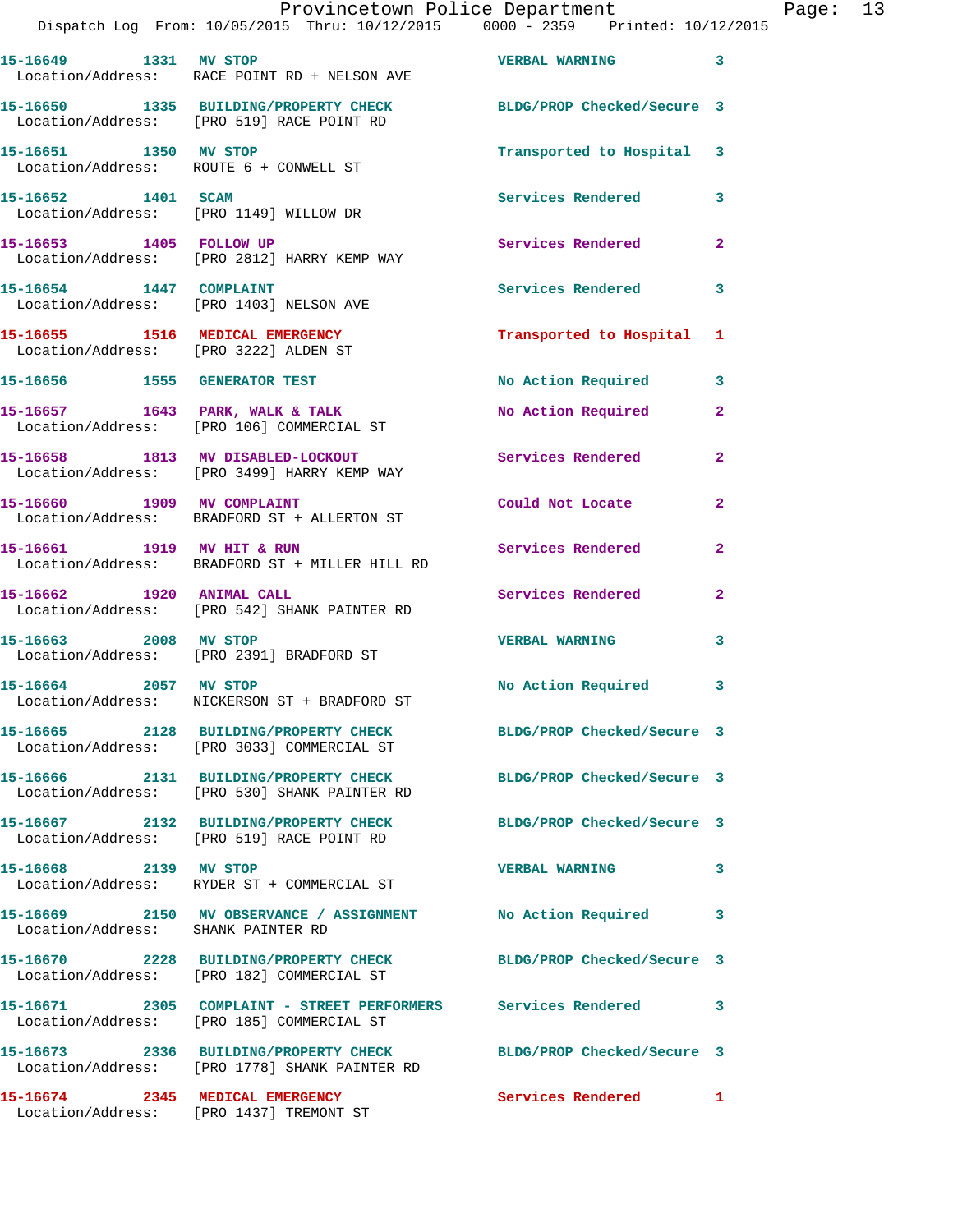15-16649 1331 MV STOP VERBAL WARNING 3
Location/Address: RACE POINT RD + NELSON AVE

15-16650 1335 BUILDING/PROPERTY CHECK BLDG/PROP Checked/Secure 3
Location/Address: [PRO 519] RACE POINT RD

15-16651 1350 MV STOP Transported to Hospital 3
Location/Address: ROUTE 6 + CONWELL ST

15-16652 1401 SCAM Services Rendered 3
Location/Address: [PRO 1149] WILLOW DR

15-16653 1405 FOLLOW UP Services Rendered 2
Location/Address: [PRO 2812] HARRY KEMP WAY

15-16654 1447 COMPLAINT Services Rendered 3
Location/Address: [PRO 1403] NELSON AVE

15-16655 1516 MEDICAL EMERGENCY Transported to Hospital 1
Location/Address: [PRO 3222] ALDEN ST

15-16656 1555 GENERATOR TEST No Action Required 3

15-16657 1643 PARK, WALK & TALK No Action Required 2
Location/Address: [PRO 106] COMMERCIAL ST

15-16658 1813 MV DISABLED-LOCKOUT Services Rendered 2
Location/Address: [PRO 3499] HARRY KEMP WAY

15-16660 1909 MV COMPLAINT Could Not Locate 2
Location/Address: BRADFORD ST + ALLERTON ST

15-16661 1919 MV HIT & RUN Services Rendered 2
Location/Address: BRADFORD ST + MILLER HILL RD

15-16662 1920 ANIMAL CALL Services Rendered 2
Location/Address: [PRO 542] SHANK PAINTER RD

15-16663 2008 MV STOP VERBAL WARNING 3
Location/Address: [PRO 2391] BRADFORD ST

15-16664 2057 MV STOP No Action Required 3
Location/Address: NICKERSON ST + BRADFORD ST

15-16665 2128 BUILDING/PROPERTY CHECK BLDG/PROP Checked/Secure 3
Location/Address: [PRO 3033] COMMERCIAL ST

15-16666 2131 BUILDING/PROPERTY CHECK BLDG/PROP Checked/Secure 3
Location/Address: [PRO 530] SHANK PAINTER RD

15-16667 2132 BUILDING/PROPERTY CHECK BLDG/PROP Checked/Secure 3
Location/Address: [PRO 519] RACE POINT RD

15-16668 2139 MV STOP VERBAL WARNING 3
Location/Address: RYDER ST + COMMERCIAL ST

15-16669 2150 MV OBSERVANCE / ASSIGNMENT No Action Required 3
Location/Address: SHANK PAINTER RD

15-16670 2228 BUILDING/PROPERTY CHECK BLDG/PROP Checked/Secure 3
Location/Address: [PRO 182] COMMERCIAL ST

15-16671 2305 COMPLAINT - STREET PERFORMERS Services Rendered 3
Location/Address: [PRO 185] COMMERCIAL ST

15-16673 2336 BUILDING/PROPERTY CHECK BLDG/PROP Checked/Secure 3
Location/Address: [PRO 1778] SHANK PAINTER RD

15-16674 2345 MEDICAL EMERGENCY Services Rendered 1
Location/Address: [PRO 1437] TREMONT ST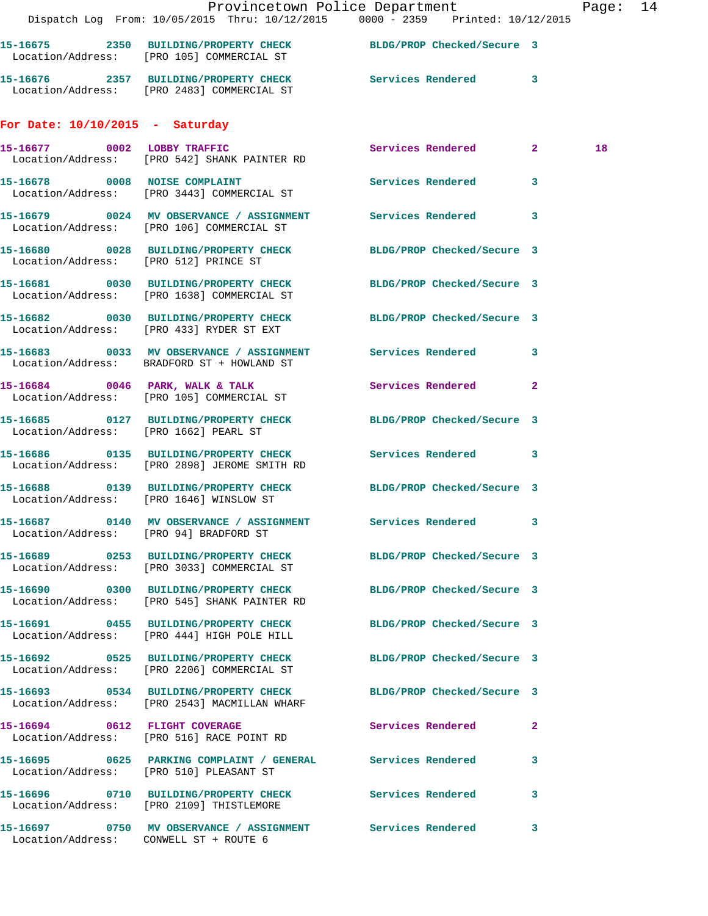15-16675 2350 BUILDING/PROPERTY CHECK BLDG/PROP Checked/Secure 3
Location/Address: [PRO 105] COMMERCIAL ST

15-16676 2357 BUILDING/PROPERTY CHECK Services Rendered 3
Location/Address: [PRO 2483] COMMERCIAL ST

**For Date: 10/10/2015 - Saturday**

15-16677 0002 LOBBY TRAFFIC Services Rendered 2 18
Location/Address: [PRO 542] SHANK PAINTER RD

15-16678 0008 NOISE COMPLAINT Services Rendered 3
Location/Address: [PRO 3443] COMMERCIAL ST

15-16679 0024 MV OBSERVANCE / ASSIGNMENT Services Rendered 3
Location/Address: [PRO 106] COMMERCIAL ST

15-16680 0028 BUILDING/PROPERTY CHECK BLDG/PROP Checked/Secure 3
Location/Address: [PRO 512] PRINCE ST

15-16681 0030 BUILDING/PROPERTY CHECK BLDG/PROP Checked/Secure 3
Location/Address: [PRO 1638] COMMERCIAL ST

15-16682 0030 BUILDING/PROPERTY CHECK BLDG/PROP Checked/Secure 3
Location/Address: [PRO 433] RYDER ST EXT

15-16683 0033 MV OBSERVANCE / ASSIGNMENT Services Rendered 3
Location/Address: BRADFORD ST + HOWLAND ST

15-16684 0046 PARK, WALK & TALK Services Rendered 2
Location/Address: [PRO 105] COMMERCIAL ST

15-16685 0127 BUILDING/PROPERTY CHECK BLDG/PROP Checked/Secure 3
Location/Address: [PRO 1662] PEARL ST

15-16686 0135 BUILDING/PROPERTY CHECK Services Rendered 3
Location/Address: [PRO 2898] JEROME SMITH RD

15-16688 0139 BUILDING/PROPERTY CHECK BLDG/PROP Checked/Secure 3
Location/Address: [PRO 1646] WINSLOW ST

15-16687 0140 MV OBSERVANCE / ASSIGNMENT Services Rendered 3
Location/Address: [PRO 94] BRADFORD ST

15-16689 0253 BUILDING/PROPERTY CHECK BLDG/PROP Checked/Secure 3
Location/Address: [PRO 3033] COMMERCIAL ST

15-16690 0300 BUILDING/PROPERTY CHECK BLDG/PROP Checked/Secure 3
Location/Address: [PRO 545] SHANK PAINTER RD

15-16691 0455 BUILDING/PROPERTY CHECK BLDG/PROP Checked/Secure 3
Location/Address: [PRO 444] HIGH POLE HILL

15-16692 0525 BUILDING/PROPERTY CHECK BLDG/PROP Checked/Secure 3
Location/Address: [PRO 2206] COMMERCIAL ST

15-16693 0534 BUILDING/PROPERTY CHECK BLDG/PROP Checked/Secure 3
Location/Address: [PRO 2543] MACMILLAN WHARF

15-16694 0612 FLIGHT COVERAGE Services Rendered 2
Location/Address: [PRO 516] RACE POINT RD

15-16695 0625 PARKING COMPLAINT / GENERAL Services Rendered 3
Location/Address: [PRO 510] PLEASANT ST

15-16696 0710 BUILDING/PROPERTY CHECK Services Rendered 3
Location/Address: [PRO 2109] THISTLEMORE

15-16697 0750 MV OBSERVANCE / ASSIGNMENT Services Rendered 3
Location/Address: CONWELL ST + ROUTE 6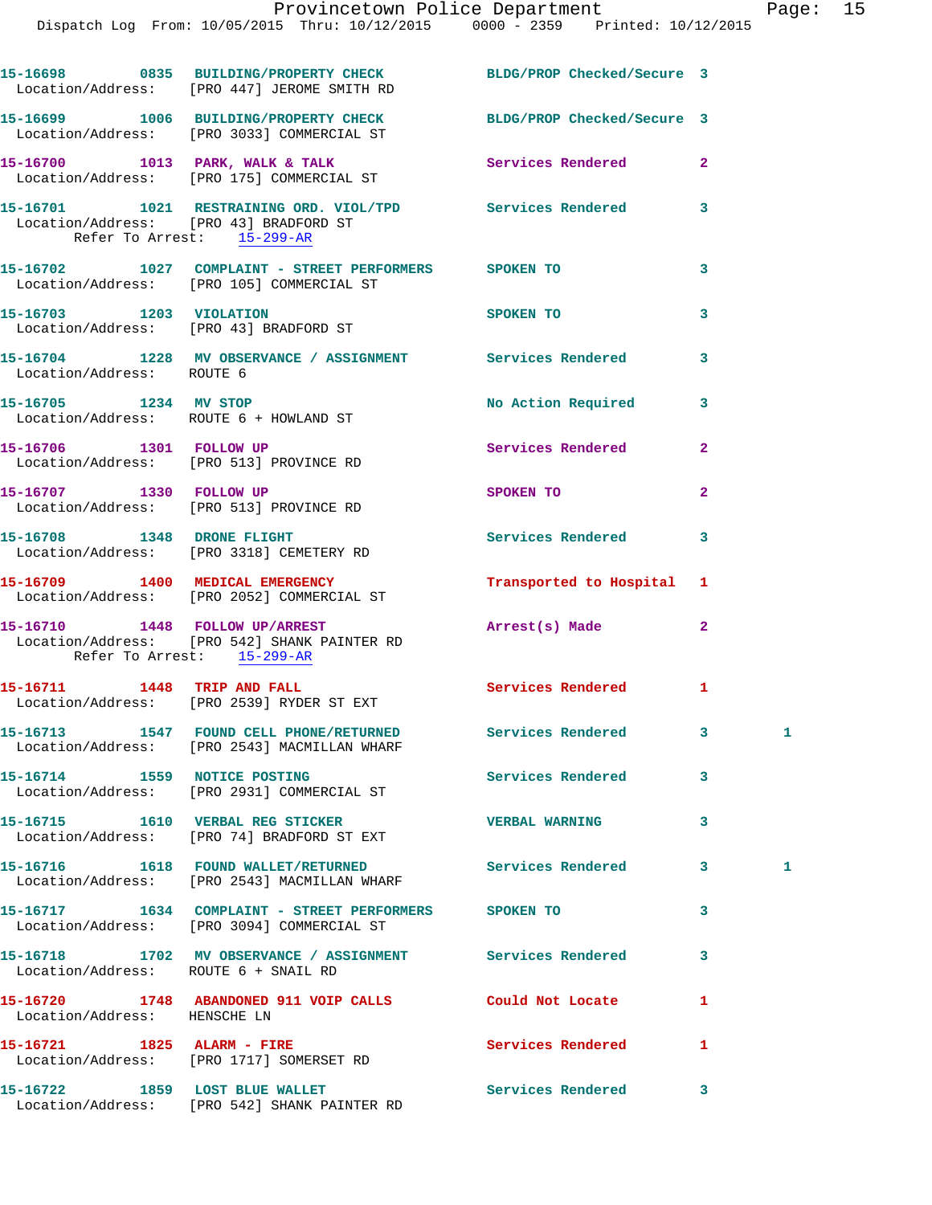15-16698 0835 BUILDING/PROPERTY CHECK BLDG/PROP Checked/Secure 3
Location/Address: [PRO 447] JEROME SMITH RD

15-16699 1006 BUILDING/PROPERTY CHECK BLDG/PROP Checked/Secure 3
Location/Address: [PRO 3033] COMMERCIAL ST

15-16700 1013 PARK, WALK & TALK Services Rendered 2
Location/Address: [PRO 175] COMMERCIAL ST

15-16701 1021 RESTRAINING ORD. VIOL/TPD Services Rendered 3
Location/Address: [PRO 43] BRADFORD ST
Refer To Arrest: 15-299-AR

15-16702 1027 COMPLAINT - STREET PERFORMERS SPOKEN TO 3
Location/Address: [PRO 105] COMMERCIAL ST

15-16703 1203 VIOLATION SPOKEN TO 3
Location/Address: [PRO 43] BRADFORD ST

15-16704 1228 MV OBSERVANCE / ASSIGNMENT Services Rendered 3
Location/Address: ROUTE 6

15-16705 1234 MV STOP No Action Required 3
Location/Address: ROUTE 6 + HOWLAND ST

15-16706 1301 FOLLOW UP Services Rendered 2
Location/Address: [PRO 513] PROVINCE RD

15-16707 1330 FOLLOW UP SPOKEN TO 2
Location/Address: [PRO 513] PROVINCE RD

15-16708 1348 DRONE FLIGHT Services Rendered 3
Location/Address: [PRO 3318] CEMETERY RD

15-16709 1400 MEDICAL EMERGENCY Transported to Hospital 1
Location/Address: [PRO 2052] COMMERCIAL ST

15-16710 1448 FOLLOW UP/ARREST Arrest(s) Made 2
Location/Address: [PRO 542] SHANK PAINTER RD
Refer To Arrest: 15-299-AR

15-16711 1448 TRIP AND FALL Services Rendered 1
Location/Address: [PRO 2539] RYDER ST EXT

15-16713 1547 FOUND CELL PHONE/RETURNED Services Rendered 3 1
Location/Address: [PRO 2543] MACMILLAN WHARF

15-16714 1559 NOTICE POSTING Services Rendered 3
Location/Address: [PRO 2931] COMMERCIAL ST

15-16715 1610 VERBAL REG STICKER VERBAL WARNING 3
Location/Address: [PRO 74] BRADFORD ST EXT

15-16716 1618 FOUND WALLET/RETURNED Services Rendered 3 1
Location/Address: [PRO 2543] MACMILLAN WHARF

15-16717 1634 COMPLAINT - STREET PERFORMERS SPOKEN TO 3
Location/Address: [PRO 3094] COMMERCIAL ST

15-16718 1702 MV OBSERVANCE / ASSIGNMENT Services Rendered 3
Location/Address: ROUTE 6 + SNAIL RD

15-16720 1748 ABANDONED 911 VOIP CALLS Could Not Locate 1
Location/Address: HENSCHE LN

15-16721 1825 ALARM - FIRE Services Rendered 1
Location/Address: [PRO 1717] SOMERSET RD

15-16722 1859 LOST BLUE WALLET Services Rendered 3
Location/Address: [PRO 542] SHANK PAINTER RD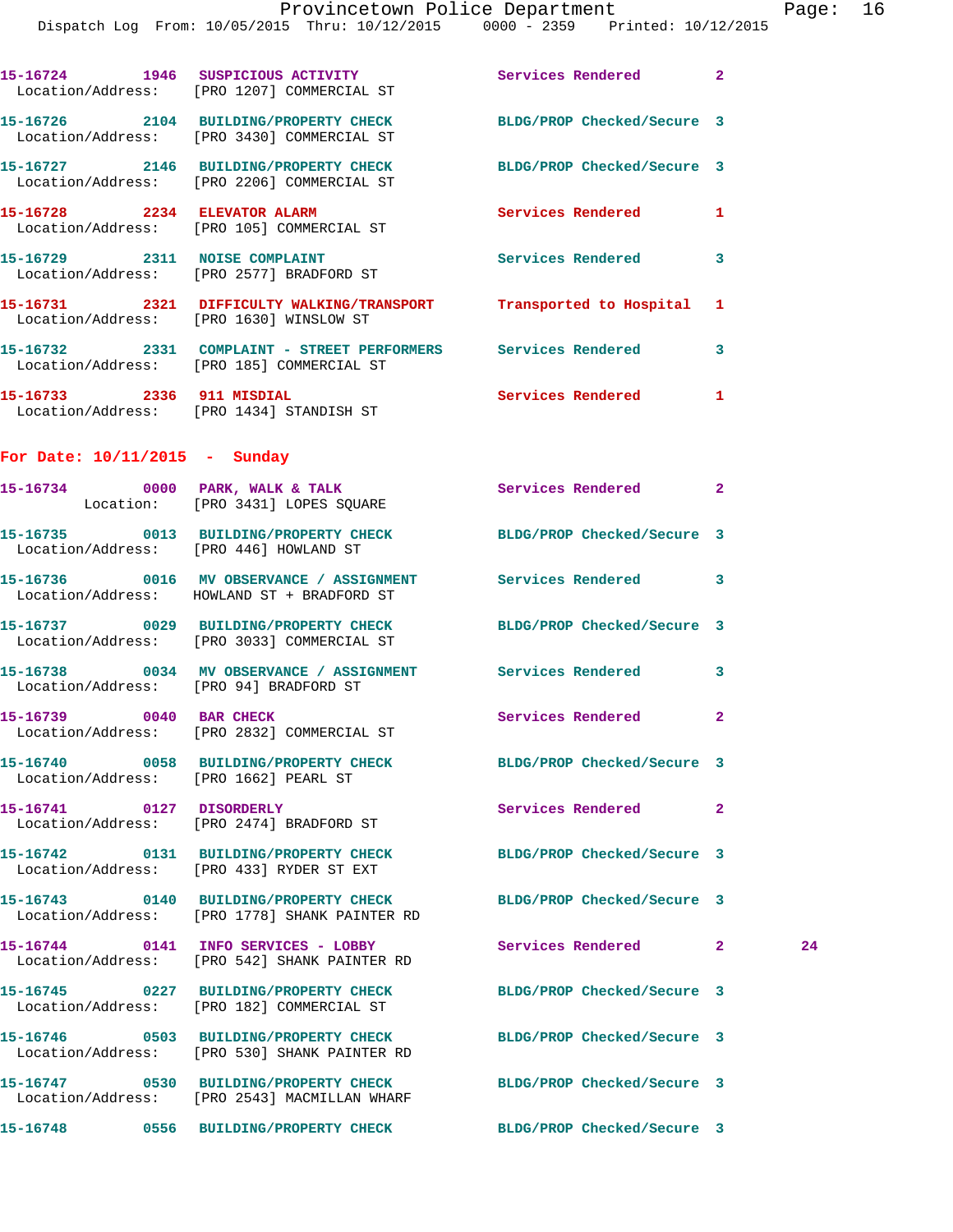15-16724 1946 SUSPICIOUS ACTIVITY Services Rendered 2
Location/Address: [PRO 1207] COMMERCIAL ST

15-16726 2104 BUILDING/PROPERTY CHECK BLDG/PROP Checked/Secure 3
Location/Address: [PRO 3430] COMMERCIAL ST

15-16727 2146 BUILDING/PROPERTY CHECK BLDG/PROP Checked/Secure 3
Location/Address: [PRO 2206] COMMERCIAL ST

15-16728 2234 ELEVATOR ALARM Services Rendered 1
Location/Address: [PRO 105] COMMERCIAL ST

15-16729 2311 NOISE COMPLAINT Services Rendered 3
Location/Address: [PRO 2577] BRADFORD ST

15-16731 2321 DIFFICULTY WALKING/TRANSPORT Transported to Hospital 1
Location/Address: [PRO 1630] WINSLOW ST

15-16732 2331 COMPLAINT - STREET PERFORMERS Services Rendered 3
Location/Address: [PRO 185] COMMERCIAL ST

15-16733 2336 911 MISDIAL Services Rendered 1
Location/Address: [PRO 1434] STANDISH ST

## For Date: 10/11/2015 - Sunday

15-16734 0000 PARK, WALK & TALK Services Rendered 2
Location: [PRO 3431] LOPES SQUARE

15-16735 0013 BUILDING/PROPERTY CHECK BLDG/PROP Checked/Secure 3
Location/Address: [PRO 446] HOWLAND ST

15-16736 0016 MV OBSERVANCE / ASSIGNMENT Services Rendered 3
Location/Address: HOWLAND ST + BRADFORD ST

15-16737 0029 BUILDING/PROPERTY CHECK BLDG/PROP Checked/Secure 3
Location/Address: [PRO 3033] COMMERCIAL ST

15-16738 0034 MV OBSERVANCE / ASSIGNMENT Services Rendered 3
Location/Address: [PRO 94] BRADFORD ST

15-16739 0040 BAR CHECK Services Rendered 2
Location/Address: [PRO 2832] COMMERCIAL ST

15-16740 0058 BUILDING/PROPERTY CHECK BLDG/PROP Checked/Secure 3
Location/Address: [PRO 1662] PEARL ST

15-16741 0127 DISORDERLY Services Rendered 2
Location/Address: [PRO 2474] BRADFORD ST

15-16742 0131 BUILDING/PROPERTY CHECK BLDG/PROP Checked/Secure 3
Location/Address: [PRO 433] RYDER ST EXT

15-16743 0140 BUILDING/PROPERTY CHECK BLDG/PROP Checked/Secure 3
Location/Address: [PRO 1778] SHANK PAINTER RD

15-16744 0141 INFO SERVICES - LOBBY Services Rendered 2 24
Location/Address: [PRO 542] SHANK PAINTER RD

15-16745 0227 BUILDING/PROPERTY CHECK BLDG/PROP Checked/Secure 3
Location/Address: [PRO 182] COMMERCIAL ST

15-16746 0503 BUILDING/PROPERTY CHECK BLDG/PROP Checked/Secure 3
Location/Address: [PRO 530] SHANK PAINTER RD

15-16747 0530 BUILDING/PROPERTY CHECK BLDG/PROP Checked/Secure 3
Location/Address: [PRO 2543] MACMILLAN WHARF

15-16748 0556 BUILDING/PROPERTY CHECK BLDG/PROP Checked/Secure 3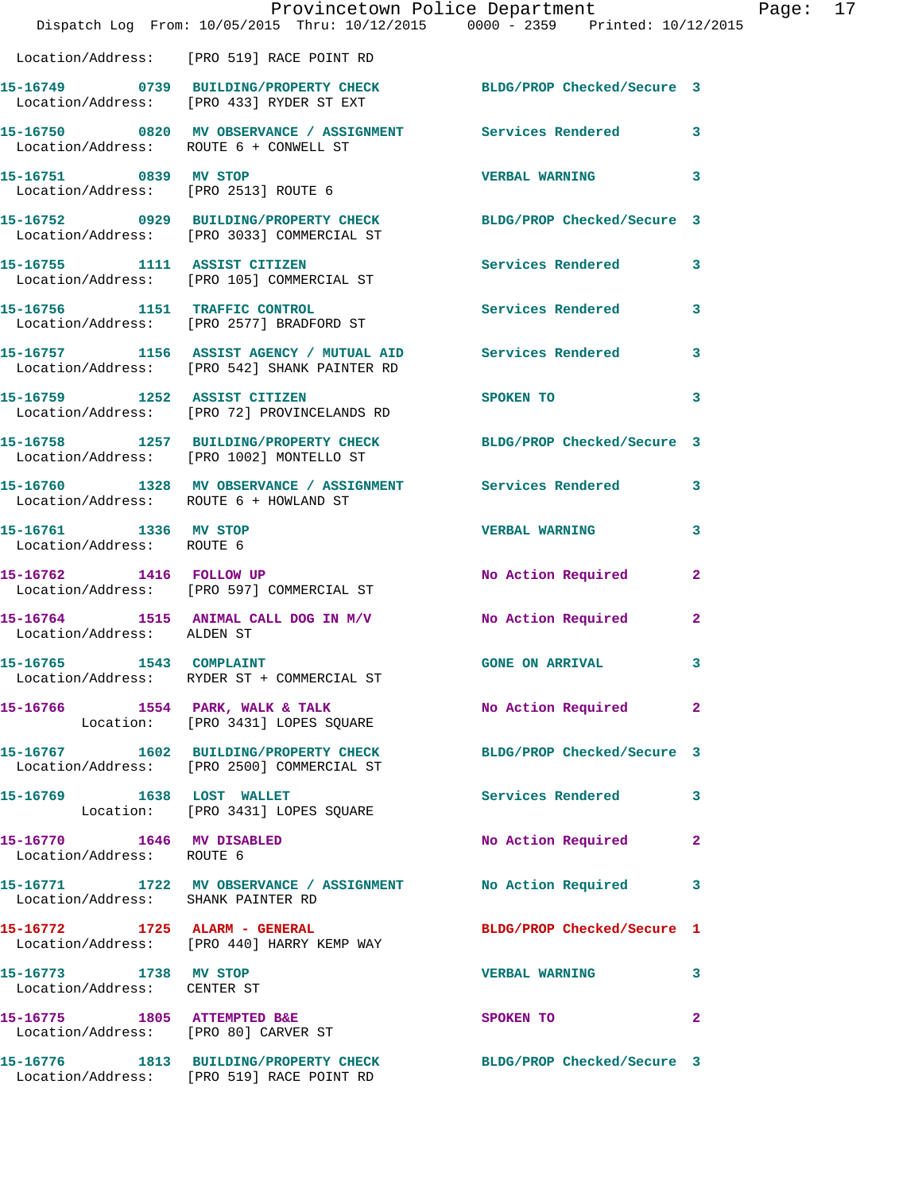Location/Address: [PRO 519] RACE POINT RD

15-16749 0739 BUILDING/PROPERTY CHECK BLDG/PROP Checked/Secure 3
Location/Address: [PRO 433] RYDER ST EXT

15-16750 0820 MV OBSERVANCE / ASSIGNMENT Services Rendered 3
Location/Address: ROUTE 6 + CONWELL ST

15-16751 0839 MV STOP VERBAL WARNING 3
Location/Address: [PRO 2513] ROUTE 6

15-16752 0929 BUILDING/PROPERTY CHECK BLDG/PROP Checked/Secure 3
Location/Address: [PRO 3033] COMMERCIAL ST

15-16755 1111 ASSIST CITIZEN Services Rendered 3
Location/Address: [PRO 105] COMMERCIAL ST

15-16756 1151 TRAFFIC CONTROL Services Rendered 3
Location/Address: [PRO 2577] BRADFORD ST

15-16757 1156 ASSIST AGENCY / MUTUAL AID Services Rendered 3
Location/Address: [PRO 542] SHANK PAINTER RD

15-16759 1252 ASSIST CITIZEN SPOKEN TO 3
Location/Address: [PRO 72] PROVINCELANDS RD

15-16758 1257 BUILDING/PROPERTY CHECK BLDG/PROP Checked/Secure 3
Location/Address: [PRO 1002] MONTELLO ST

15-16760 1328 MV OBSERVANCE / ASSIGNMENT Services Rendered 3
Location/Address: ROUTE 6 + HOWLAND ST

15-16761 1336 MV STOP VERBAL WARNING 3
Location/Address: ROUTE 6

15-16762 1416 FOLLOW UP No Action Required 2
Location/Address: [PRO 597] COMMERCIAL ST

15-16764 1515 ANIMAL CALL DOG IN M/V No Action Required 2
Location/Address: ALDEN ST

15-16765 1543 COMPLAINT GONE ON ARRIVAL 3
Location/Address: RYDER ST + COMMERCIAL ST

15-16766 1554 PARK, WALK & TALK No Action Required 2
Location: [PRO 3431] LOPES SQUARE

15-16767 1602 BUILDING/PROPERTY CHECK BLDG/PROP Checked/Secure 3
Location/Address: [PRO 2500] COMMERCIAL ST

15-16769 1638 LOST WALLET Services Rendered 3
Location: [PRO 3431] LOPES SQUARE

15-16770 1646 MV DISABLED No Action Required 2
Location/Address: ROUTE 6

15-16771 1722 MV OBSERVANCE / ASSIGNMENT No Action Required 3
Location/Address: SHANK PAINTER RD

15-16772 1725 ALARM - GENERAL BLDG/PROP Checked/Secure 1
Location/Address: [PRO 440] HARRY KEMP WAY

15-16773 1738 MV STOP VERBAL WARNING 3
Location/Address: CENTER ST

15-16775 1805 ATTEMPTED B&E SPOKEN TO 2
Location/Address: [PRO 80] CARVER ST

15-16776 1813 BUILDING/PROPERTY CHECK BLDG/PROP Checked/Secure 3
Location/Address: [PRO 519] RACE POINT RD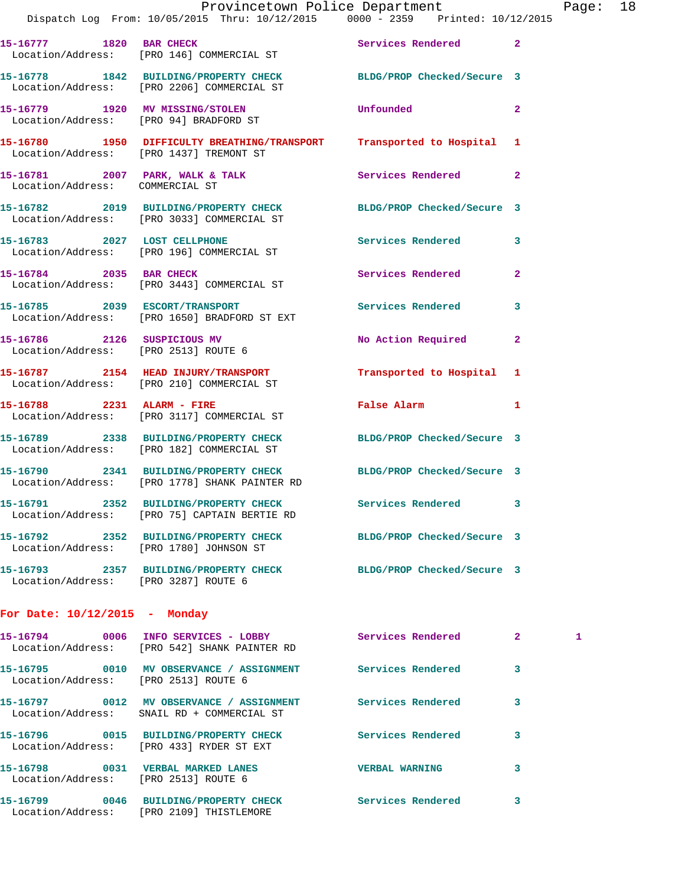15-16777 1820 BAR CHECK Services Rendered 2
Location/Address: [PRO 146] COMMERCIAL ST

15-16778 1842 BUILDING/PROPERTY CHECK BLDG/PROP Checked/Secure 3
Location/Address: [PRO 2206] COMMERCIAL ST

15-16779 1920 MV MISSING/STOLEN Unfounded 2
Location/Address: [PRO 94] BRADFORD ST

15-16780 1950 DIFFICULTY BREATHING/TRANSPORT Transported to Hospital 1
Location/Address: [PRO 1437] TREMONT ST

15-16781 2007 PARK, WALK & TALK Services Rendered 2
Location/Address: COMMERCIAL ST

15-16782 2019 BUILDING/PROPERTY CHECK BLDG/PROP Checked/Secure 3
Location/Address: [PRO 3033] COMMERCIAL ST

15-16783 2027 LOST CELLPHONE Services Rendered 3
Location/Address: [PRO 196] COMMERCIAL ST

15-16784 2035 BAR CHECK Services Rendered 2
Location/Address: [PRO 3443] COMMERCIAL ST

15-16785 2039 ESCORT/TRANSPORT Services Rendered 3
Location/Address: [PRO 1650] BRADFORD ST EXT

15-16786 2126 SUSPICIOUS MV No Action Required 2
Location/Address: [PRO 2513] ROUTE 6

15-16787 2154 HEAD INJURY/TRANSPORT Transported to Hospital 1
Location/Address: [PRO 210] COMMERCIAL ST

15-16788 2231 ALARM - FIRE False Alarm 1
Location/Address: [PRO 3117] COMMERCIAL ST

15-16789 2338 BUILDING/PROPERTY CHECK BLDG/PROP Checked/Secure 3
Location/Address: [PRO 182] COMMERCIAL ST

15-16790 2341 BUILDING/PROPERTY CHECK BLDG/PROP Checked/Secure 3
Location/Address: [PRO 1778] SHANK PAINTER RD

15-16791 2352 BUILDING/PROPERTY CHECK Services Rendered 3
Location/Address: [PRO 75] CAPTAIN BERTIE RD

15-16792 2352 BUILDING/PROPERTY CHECK BLDG/PROP Checked/Secure 3
Location/Address: [PRO 1780] JOHNSON ST

15-16793 2357 BUILDING/PROPERTY CHECK BLDG/PROP Checked/Secure 3
Location/Address: [PRO 3287] ROUTE 6

**For Date: 10/12/2015 - Monday**

15-16794 0006 INFO SERVICES - LOBBY Services Rendered 2 1
Location/Address: [PRO 542] SHANK PAINTER RD

15-16795 0010 MV OBSERVANCE / ASSIGNMENT Services Rendered 3
Location/Address: [PRO 2513] ROUTE 6

15-16797 0012 MV OBSERVANCE / ASSIGNMENT Services Rendered 3
Location/Address: SNAIL RD + COMMERCIAL ST

15-16796 0015 BUILDING/PROPERTY CHECK Services Rendered 3
Location/Address: [PRO 433] RYDER ST EXT

15-16798 0031 VERBAL MARKED LANES VERBAL WARNING 3
Location/Address: [PRO 2513] ROUTE 6

15-16799 0046 BUILDING/PROPERTY CHECK Services Rendered 3
Location/Address: [PRO 2109] THISTLEMORE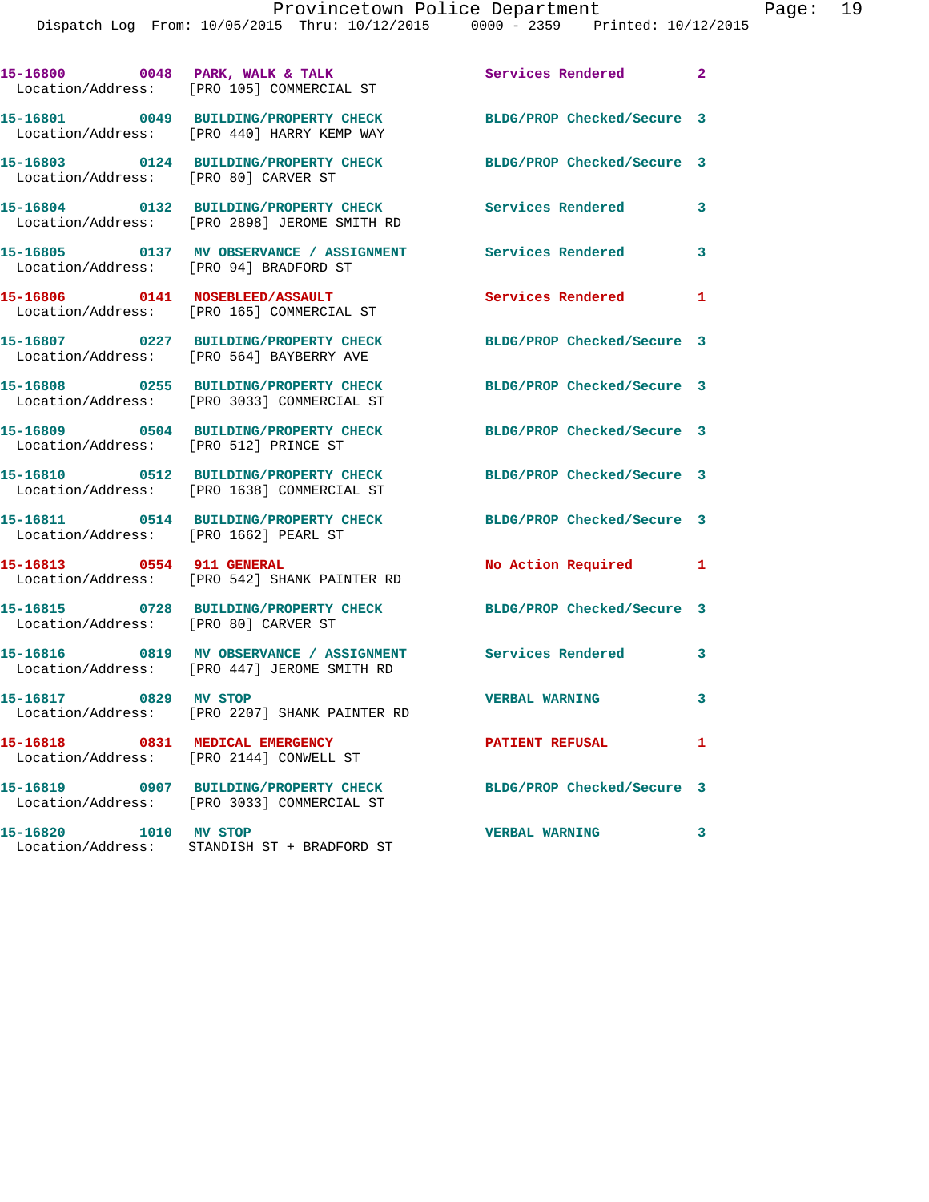15-16800 0048 PARK, WALK & TALK Services Rendered 2
Location/Address: [PRO 105] COMMERCIAL ST

15-16801 0049 BUILDING/PROPERTY CHECK BLDG/PROP Checked/Secure 3
Location/Address: [PRO 440] HARRY KEMP WAY

15-16803 0124 BUILDING/PROPERTY CHECK BLDG/PROP Checked/Secure 3
Location/Address: [PRO 80] CARVER ST

15-16804 0132 BUILDING/PROPERTY CHECK Services Rendered 3
Location/Address: [PRO 2898] JEROME SMITH RD

15-16805 0137 MV OBSERVANCE / ASSIGNMENT Services Rendered 3
Location/Address: [PRO 94] BRADFORD ST

15-16806 0141 NOSEBLEED/ASSAULT Services Rendered 1
Location/Address: [PRO 165] COMMERCIAL ST

15-16807 0227 BUILDING/PROPERTY CHECK BLDG/PROP Checked/Secure 3
Location/Address: [PRO 564] BAYBERRY AVE

15-16808 0255 BUILDING/PROPERTY CHECK BLDG/PROP Checked/Secure 3
Location/Address: [PRO 3033] COMMERCIAL ST

15-16809 0504 BUILDING/PROPERTY CHECK BLDG/PROP Checked/Secure 3
Location/Address: [PRO 512] PRINCE ST

15-16810 0512 BUILDING/PROPERTY CHECK BLDG/PROP Checked/Secure 3
Location/Address: [PRO 1638] COMMERCIAL ST

15-16811 0514 BUILDING/PROPERTY CHECK BLDG/PROP Checked/Secure 3
Location/Address: [PRO 1662] PEARL ST

15-16813 0554 911 GENERAL No Action Required 1
Location/Address: [PRO 542] SHANK PAINTER RD

15-16815 0728 BUILDING/PROPERTY CHECK BLDG/PROP Checked/Secure 3
Location/Address: [PRO 80] CARVER ST

15-16816 0819 MV OBSERVANCE / ASSIGNMENT Services Rendered 3
Location/Address: [PRO 447] JEROME SMITH RD

15-16817 0829 MV STOP VERBAL WARNING 3
Location/Address: [PRO 2207] SHANK PAINTER RD

15-16818 0831 MEDICAL EMERGENCY PATIENT REFUSAL 1
Location/Address: [PRO 2144] CONWELL ST

15-16819 0907 BUILDING/PROPERTY CHECK BLDG/PROP Checked/Secure 3
Location/Address: [PRO 3033] COMMERCIAL ST

15-16820 1010 MV STOP VERBAL WARNING 3
Location/Address: STANDISH ST + BRADFORD ST